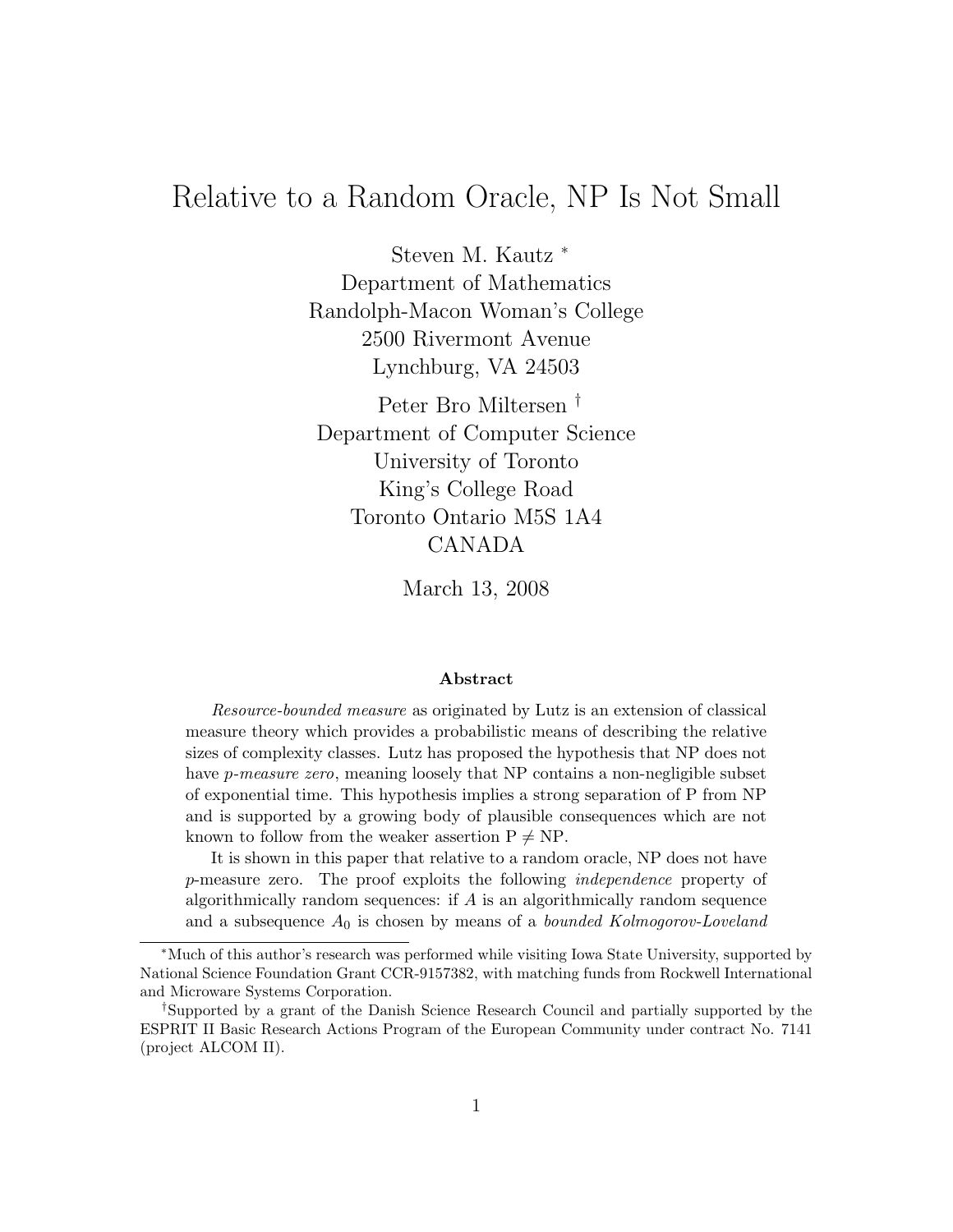# Relative to a Random Oracle, NP Is Not Small

Steven M. Kautz [*]
Department of Mathematics
Randolph-Macon Woman's College
2500 Rivermont Avenue
Lynchburg, VA 24503

Peter Bro Miltersen [†]
Department of Computer Science
University of Toronto
King's College Road
Toronto Ontario M5S 1A4
CANADA

March 13, 2008

### Abstract

*Resource-bounded measure* as originated by Lutz is an extension of classical measure theory which provides a probabilistic means of describing the relative sizes of complexity classes. Lutz has proposed the hypothesis that NP does not have *p-measure zero*, meaning loosely that NP contains a non-negligible subset of exponential time. This hypothesis implies a strong separation of P from NP and is supported by a growing body of plausible consequences which are not known to follow from the weaker assertion P $\neq$ NP.

It is shown in this paper that relative to a random oracle, NP does not have $p$-measure zero. The proof exploits the following *independence* property of algorithmically random sequences: if $A$ is an algorithmically random sequence and a subsequence $A_0$ is chosen by means of a *bounded Kolmogorov-Loveland*

---

[*] Much of this author's research was performed while visiting Iowa State University, supported by National Science Foundation Grant CCR-9157382, with matching funds from Rockwell International and Microware Systems Corporation.

[†] Supported by a grant of the Danish Science Research Council and partially supported by the ESPRIT II Basic Research Actions Program of the European Community under contract No. 7141 (project ALCOM II).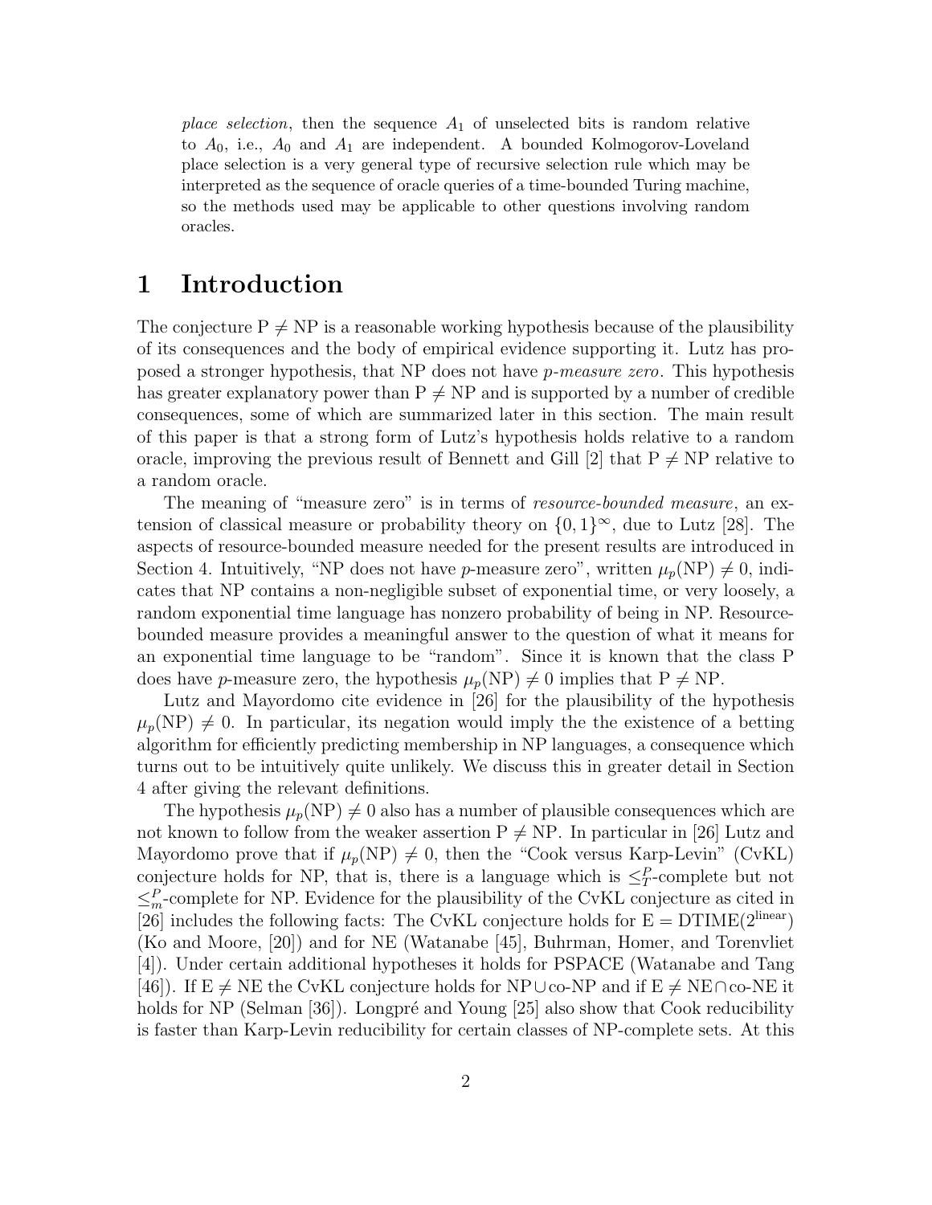*place selection*, then the sequence $A_1$ of unselected bits is random relative to $A_0$, i.e., $A_0$ and $A_1$ are independent. A bounded Kolmogorov-Loveland place selection is a very general type of recursive selection rule which may be interpreted as the sequence of oracle queries of a time-bounded Turing machine, so the methods used may be applicable to other questions involving random oracles.

# 1 Introduction

The conjecture P $\neq$ NP is a reasonable working hypothesis because of the plausibility of its consequences and the body of empirical evidence supporting it. Lutz has proposed a stronger hypothesis, that NP does not have *p-measure zero*. This hypothesis has greater explanatory power than P $\neq$ NP and is supported by a number of credible consequences, some of which are summarized later in this section. The main result of this paper is that a strong form of Lutz's hypothesis holds relative to a random oracle, improving the previous result of Bennett and Gill [2] that P $\neq$ NP relative to a random oracle.

The meaning of "measure zero" is in terms of *resource-bounded measure*, an extension of classical measure or probability theory on $\{0,1\}^\infty$, due to Lutz [28]. The aspects of resource-bounded measure needed for the present results are introduced in Section 4. Intuitively, "NP does not have $p$-measure zero", written $\mu_p(\text{NP}) \neq 0$, indicates that NP contains a non-negligible subset of exponential time, or very loosely, a random exponential time language has nonzero probability of being in NP. Resource-bounded measure provides a meaningful answer to the question of what it means for an exponential time language to be "random". Since it is known that the class P does have $p$-measure zero, the hypothesis $\mu_p(\text{NP}) \neq 0$ implies that P $\neq$ NP.

Lutz and Mayordomo cite evidence in [26] for the plausibility of the hypothesis $\mu_p(\text{NP}) \neq 0$. In particular, its negation would imply the the existence of a betting algorithm for efficiently predicting membership in NP languages, a consequence which turns out to be intuitively quite unlikely. We discuss this in greater detail in Section 4 after giving the relevant definitions.

The hypothesis $\mu_p(\text{NP}) \neq 0$ also has a number of plausible consequences which are not known to follow from the weaker assertion P $\neq$ NP. In particular in [26] Lutz and Mayordomo prove that if $\mu_p(\text{NP}) \neq 0$, then the "Cook versus Karp-Levin" (CvKL) conjecture holds for NP, that is, there is a language which is $\leq_T^P$-complete but not $\leq_m^P$-complete for NP. Evidence for the plausibility of the CvKL conjecture as cited in [26] includes the following facts: The CvKL conjecture holds for E = DTIME($2^{\text{linear}}$) (Ko and Moore, [20]) and for NE (Watanabe [45], Buhrman, Homer, and Torenvliet [4]). Under certain additional hypotheses it holds for PSPACE (Watanabe and Tang [46]). If E $\neq$ NE the CvKL conjecture holds for NP$\cup$co-NP and if E $\neq$ NE$\cap$co-NE it holds for NP (Selman [36]). Longpré and Young [25] also show that Cook reducibility is faster than Karp-Levin reducibility for certain classes of NP-complete sets. At this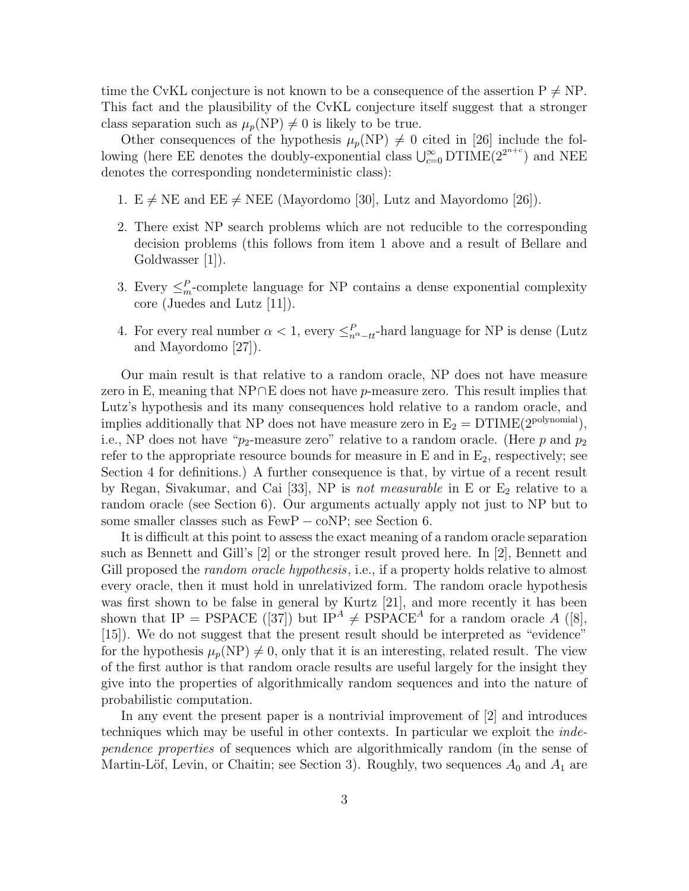time the CvKL conjecture is not known to be a consequence of the assertion $\mathrm{P} \neq \mathrm{NP}$. This fact and the plausibility of the CvKL conjecture itself suggest that a stronger class separation such as $\mu_p(\mathrm{NP}) \neq 0$ is likely to be true.

Other consequences of the hypothesis $\mu_p(\mathrm{NP}) \neq 0$ cited in [26] include the following (here EE denotes the doubly-exponential class $\bigcup_{c=0}^{\infty} \mathrm{DTIME}(2^{2^{n+c}})$ and NEE denotes the corresponding nondeterministic class):

1. $\mathrm{E} \neq \mathrm{NE}$ and $\mathrm{EE} \neq \mathrm{NEE}$ (Mayordomo [30], Lutz and Mayordomo [26]).
2. There exist NP search problems which are not reducible to the corresponding decision problems (this follows from item 1 above and a result of Bellare and Goldwasser [1]).
3. Every $\leq_m^P$-complete language for NP contains a dense exponential complexity core (Juedes and Lutz [11]).
4. For every real number $\alpha < 1$, every $\leq_{n^\alpha-tt}^P$-hard language for NP is dense (Lutz and Mayordomo [27]).

Our main result is that relative to a random oracle, NP does not have measure zero in E, meaning that NP$\cap$E does not have $p$-measure zero. This result implies that Lutz's hypothesis and its many consequences hold relative to a random oracle, and implies additionally that NP does not have measure zero in $\mathrm{E}_2 = \mathrm{DTIME}(2^{\mathrm{polynomial}})$, i.e., NP does not have "$p_2$-measure zero" relative to a random oracle. (Here $p$ and $p_2$ refer to the appropriate resource bounds for measure in E and in $\mathrm{E}_2$, respectively; see Section 4 for definitions.) A further consequence is that, by virtue of a recent result by Regan, Sivakumar, and Cai [33], NP is *not measurable* in E or $\mathrm{E}_2$ relative to a random oracle (see Section 6). Our arguments actually apply not just to NP but to some smaller classes such as FewP $-$ coNP; see Section 6.

It is difficult at this point to assess the exact meaning of a random oracle separation such as Bennett and Gill's [2] or the stronger result proved here. In [2], Bennett and Gill proposed the *random oracle hypothesis*, i.e., if a property holds relative to almost every oracle, then it must hold in unrelativized form. The random oracle hypothesis was first shown to be false in general by Kurtz [21], and more recently it has been shown that IP = PSPACE ([37]) but $\mathrm{IP}^A \neq \mathrm{PSPACE}^A$ for a random oracle $A$ ([8], [15]). We do not suggest that the present result should be interpreted as "evidence" for the hypothesis $\mu_p(\mathrm{NP}) \neq 0$, only that it is an interesting, related result. The view of the first author is that random oracle results are useful largely for the insight they give into the properties of algorithmically random sequences and into the nature of probabilistic computation.

In any event the present paper is a nontrivial improvement of [2] and introduces techniques which may be useful in other contexts. In particular we exploit the *independence properties* of sequences which are algorithmically random (in the sense of Martin-Löf, Levin, or Chaitin; see Section 3). Roughly, two sequences $A_0$ and $A_1$ are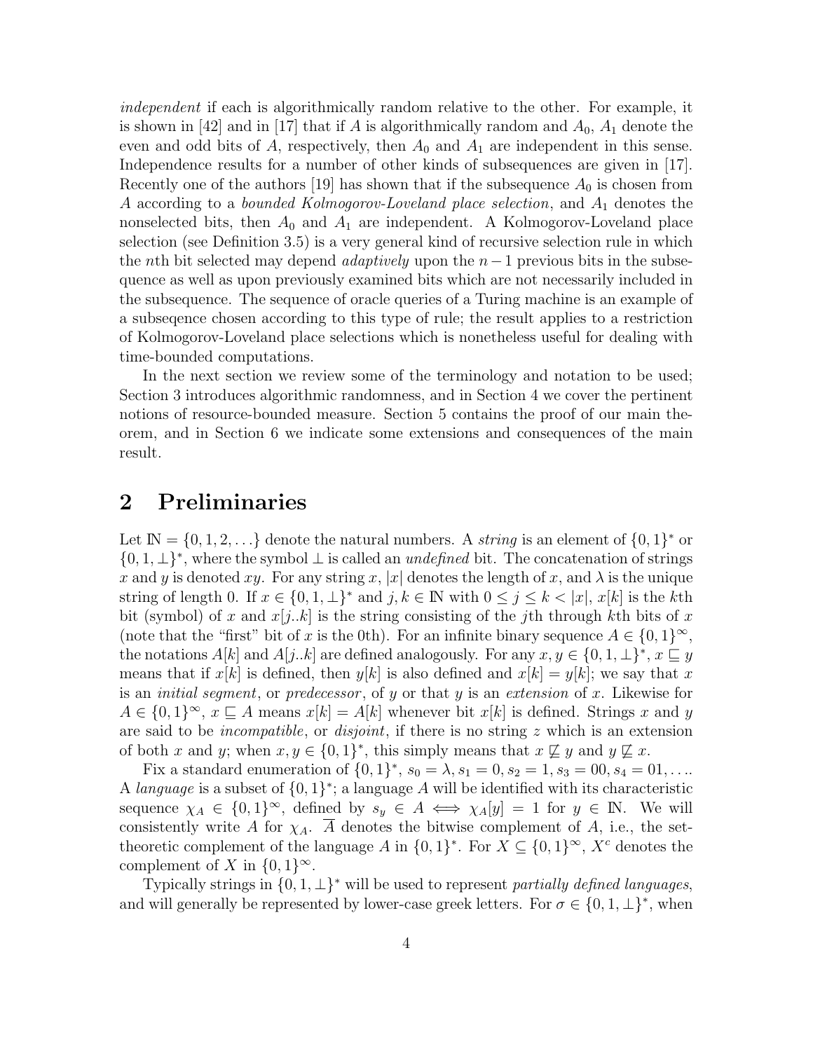*independent* if each is algorithmically random relative to the other. For example, it is shown in [42] and in [17] that if $A$ is algorithmically random and $A_0$, $A_1$ denote the even and odd bits of $A$, respectively, then $A_0$ and $A_1$ are independent in this sense. Independence results for a number of other kinds of subsequences are given in [17]. Recently one of the authors [19] has shown that if the subsequence $A_0$ is chosen from $A$ according to a *bounded Kolmogorov-Loveland place selection*, and $A_1$ denotes the nonselected bits, then $A_0$ and $A_1$ are independent. A Kolmogorov-Loveland place selection (see Definition 3.5) is a very general kind of recursive selection rule in which the $n$th bit selected may depend *adaptively* upon the $n-1$ previous bits in the subsequence as well as upon previously examined bits which are not necessarily included in the subsequence. The sequence of oracle queries of a Turing machine is an example of a subseqence chosen according to this type of rule; the result applies to a restriction of Kolmogorov-Loveland place selections which is nonetheless useful for dealing with time-bounded computations.

In the next section we review some of the terminology and notation to be used; Section 3 introduces algorithmic randomness, and in Section 4 we cover the pertinent notions of resource-bounded measure. Section 5 contains the proof of our main theorem, and in Section 6 we indicate some extensions and consequences of the main result.

# 2 Preliminaries

Let $\mathbb{N} = \{0, 1, 2, \ldots\}$ denote the natural numbers. A *string* is an element of $\{0,1\}^*$ or $\{0, 1, \perp\}^*$, where the symbol $\perp$ is called an *undefined* bit. The concatenation of strings $x$ and $y$ is denoted $xy$. For any string $x$, $|x|$ denotes the length of $x$, and $\lambda$ is the unique string of length 0. If $x \in \{0, 1, \perp\}^*$ and $j, k \in \mathbb{N}$ with $0 \le j \le k < |x|$, $x[k]$ is the $k$th bit (symbol) of $x$ and $x[j..k]$ is the string consisting of the $j$th through $k$th bits of $x$ (note that the "first" bit of $x$ is the 0th). For an infinite binary sequence $A \in \{0,1\}^\infty$, the notations $A[k]$ and $A[j..k]$ are defined analogously. For any $x, y \in \{0, 1, \perp\}^*$, $x \sqsubseteq y$ means that if $x[k]$ is defined, then $y[k]$ is also defined and $x[k] = y[k]$; we say that $x$ is an *initial segment*, or *predecessor*, of $y$ or that $y$ is an *extension* of $x$. Likewise for $A \in \{0,1\}^\infty$, $x \sqsubseteq A$ means $x[k] = A[k]$ whenever bit $x[k]$ is defined. Strings $x$ and $y$ are said to be *incompatible*, or *disjoint*, if there is no string $z$ which is an extension of both $x$ and $y$; when $x, y \in \{0,1\}^*$, this simply means that $x \not\sqsubseteq y$ and $y \not\sqsubseteq x$.

Fix a standard enumeration of $\{0,1\}^*$, $s_0 = \lambda, s_1 = 0, s_2 = 1, s_3 = 00, s_4 = 01, \ldots$. A *language* is a subset of $\{0,1\}^*$; a language $A$ will be identified with its characteristic sequence $\chi_A \in \{0,1\}^\infty$, defined by $s_y \in A \iff \chi_A[y] = 1$ for $y \in \mathbb{N}$. We will consistently write $A$ for $\chi_A$. $\overline{A}$ denotes the bitwise complement of $A$, i.e., the set-theoretic complement of the language $A$ in $\{0,1\}^*$. For $X \subseteq \{0,1\}^\infty$, $X^c$ denotes the complement of $X$ in $\{0,1\}^\infty$.

Typically strings in $\{0, 1, \perp\}^*$ will be used to represent *partially defined languages*, and will generally be represented by lower-case greek letters. For $\sigma \in \{0, 1, \perp\}^*$, when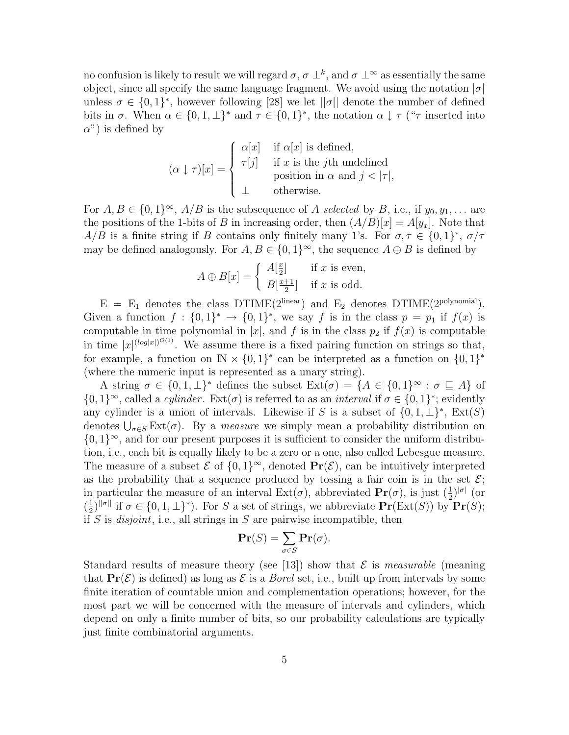no confusion is likely to result we will regard $\sigma$, $\sigma \perp^k$, and $\sigma \perp^\infty$ as essentially the same object, since all specify the same language fragment. We avoid using the notation $|\sigma|$ unless $\sigma \in \{0,1\}^*$, however following [28] we let $||\sigma||$ denote the number of defined bits in $\sigma$. When $\alpha \in \{0,1,\perp\}^*$ and $\tau \in \{0,1\}^*$, the notation $\alpha \downarrow \tau$ ("$\tau$ inserted into $\alpha$") is defined by

$$(\alpha \downarrow \tau)[x] = \begin{cases} \alpha[x] & \text{if } \alpha[x] \text{ is defined,} \\ \tau[j] & \text{if } x \text{ is the } j\text{th undefined} \\ & \text{position in } \alpha \text{ and } j < |\tau|, \\ \perp & \text{otherwise.} \end{cases}$$

For $A, B \in \{0,1\}^\infty$, $A/B$ is the subsequence of $A$ *selected* by $B$, i.e., if $y_0, y_1, \ldots$ are the positions of the 1-bits of $B$ in increasing order, then $(A/B)[x] = A[y_x]$. Note that $A/B$ is a finite string if $B$ contains only finitely many 1's. For $\sigma, \tau \in \{0,1\}^*$, $\sigma/\tau$ may be defined analogously. For $A, B \in \{0,1\}^\infty$, the sequence $A \oplus B$ is defined by

$$A \oplus B[x] = \begin{cases} A[\frac{x}{2}] & \text{if } x \text{ is even,} \\ B[\frac{x+1}{2}] & \text{if } x \text{ is odd.} \end{cases}$$

$\mathrm{E} = \mathrm{E}_1$ denotes the class $\mathrm{DTIME}(2^{\mathrm{linear}})$ and $\mathrm{E}_2$ denotes $\mathrm{DTIME}(2^{\mathrm{polynomial}})$. Given a function $f : \{0,1\}^* \to \{0,1\}^*$, we say $f$ is in the class $p = p_1$ if $f(x)$ is computable in time polynomial in $|x|$, and $f$ is in the class $p_2$ if $f(x)$ is computable in time $|x|^{(log|x|)^{O(1)}}$. We assume there is a fixed pairing function on strings so that, for example, a function on $\mathbb{N} \times \{0,1\}^*$ can be interpreted as a function on $\{0,1\}^*$ (where the numeric input is represented as a unary string).

A string $\sigma \in \{0,1,\perp\}^*$ defines the subset $\mathrm{Ext}(\sigma) = \{A \in \{0,1\}^\infty : \sigma \sqsubseteq A\}$ of $\{0,1\}^\infty$, called a *cylinder*. $\mathrm{Ext}(\sigma)$ is referred to as an *interval* if $\sigma \in \{0,1\}^*$; evidently any cylinder is a union of intervals. Likewise if $S$ is a subset of $\{0,1,\perp\}^*$, $\mathrm{Ext}(S)$ denotes $\bigcup_{\sigma \in S} \mathrm{Ext}(\sigma)$. By a *measure* we simply mean a probability distribution on $\{0,1\}^\infty$, and for our present purposes it is sufficient to consider the uniform distribution, i.e., each bit is equally likely to be a zero or a one, also called Lebesgue measure. The measure of a subset $\mathcal{E}$ of $\{0,1\}^\infty$, denoted $\mathbf{Pr}(\mathcal{E})$, can be intuitively interpreted as the probability that a sequence produced by tossing a fair coin is in the set $\mathcal{E}$; in particular the measure of an interval $\mathrm{Ext}(\sigma)$, abbreviated $\mathbf{Pr}(\sigma)$, is just $(\frac{1}{2})^{|\sigma|}$ (or $(\frac{1}{2})^{||\sigma||}$ if $\sigma \in \{0,1,\perp\}^*$). For $S$ a set of strings, we abbreviate $\mathbf{Pr}(\mathrm{Ext}(S))$ by $\mathbf{Pr}(S)$; if $S$ is *disjoint*, i.e., all strings in $S$ are pairwise incompatible, then

$$\mathbf{Pr}(S) = \sum_{\sigma \in S} \mathbf{Pr}(\sigma).$$

Standard results of measure theory (see [13]) show that $\mathcal{E}$ is *measurable* (meaning that $\mathbf{Pr}(\mathcal{E})$ is defined) as long as $\mathcal{E}$ is a *Borel* set, i.e., built up from intervals by some finite iteration of countable union and complementation operations; however, for the most part we will be concerned with the measure of intervals and cylinders, which depend on only a finite number of bits, so our probability calculations are typically just finite combinatorial arguments.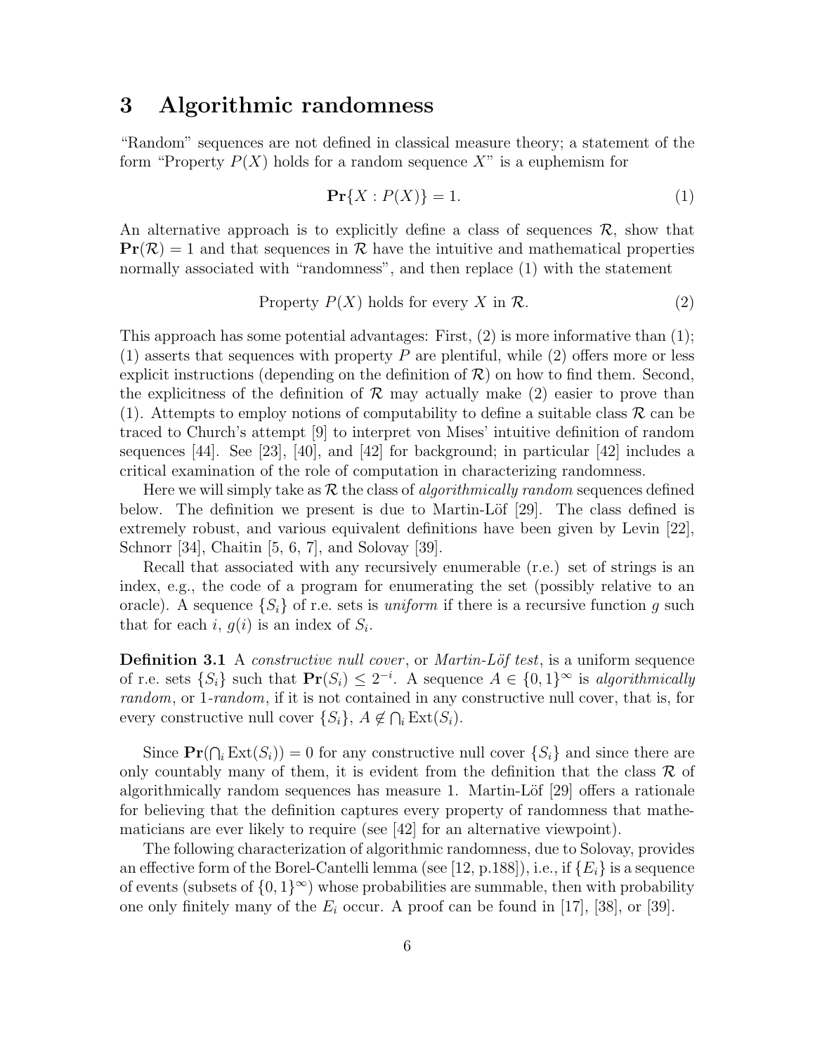# 3 Algorithmic randomness

"Random" sequences are not defined in classical measure theory; a statement of the form "Property $P(X)$ holds for a random sequence $X$" is a euphemism for

$$\mathbf{Pr}\{X : P(X)\} = 1. \tag{1}$$

An alternative approach is to explicitly define a class of sequences $\mathcal{R}$, show that $\mathbf{Pr}(\mathcal{R}) = 1$ and that sequences in $\mathcal{R}$ have the intuitive and mathematical properties normally associated with "randomness", and then replace (1) with the statement

$$\text{Property } P(X) \text{ holds for every } X \text{ in } \mathcal{R}. \tag{2}$$

This approach has some potential advantages: First, (2) is more informative than (1); (1) asserts that sequences with property $P$ are plentiful, while (2) offers more or less explicit instructions (depending on the definition of $\mathcal{R}$) on how to find them. Second, the explicitness of the definition of $\mathcal{R}$ may actually make (2) easier to prove than (1). Attempts to employ notions of computability to define a suitable class $\mathcal{R}$ can be traced to Church's attempt [9] to interpret von Mises' intuitive definition of random sequences [44]. See [23], [40], and [42] for background; in particular [42] includes a critical examination of the role of computation in characterizing randomness.

Here we will simply take as $\mathcal{R}$ the class of *algorithmically random* sequences defined below. The definition we present is due to Martin-Löf [29]. The class defined is extremely robust, and various equivalent definitions have been given by Levin [22], Schnorr [34], Chaitin [5, 6, 7], and Solovay [39].

Recall that associated with any recursively enumerable (r.e.) set of strings is an index, e.g., the code of a program for enumerating the set (possibly relative to an oracle). A sequence $\{S_i\}$ of r.e. sets is *uniform* if there is a recursive function $g$ such that for each $i$, $g(i)$ is an index of $S_i$.

**Definition 3.1** A *constructive null cover*, or *Martin-Löf test*, is a uniform sequence of r.e. sets $\{S_i\}$ such that $\mathbf{Pr}(S_i) \leq 2^{-i}$. A sequence $A \in \{0,1\}^\infty$ is *algorithmically random*, or 1-*random*, if it is not contained in any constructive null cover, that is, for every constructive null cover $\{S_i\}$, $A \notin \bigcap_i \mathrm{Ext}(S_i)$.

Since $\mathbf{Pr}(\bigcap_i \mathrm{Ext}(S_i)) = 0$ for any constructive null cover $\{S_i\}$ and since there are only countably many of them, it is evident from the definition that the class $\mathcal{R}$ of algorithmically random sequences has measure 1. Martin-Löf [29] offers a rationale for believing that the definition captures every property of randomness that mathematicians are ever likely to require (see [42] for an alternative viewpoint).

The following characterization of algorithmic randomness, due to Solovay, provides an effective form of the Borel-Cantelli lemma (see [12, p.188]), i.e., if $\{E_i\}$ is a sequence of events (subsets of $\{0,1\}^\infty$) whose probabilities are summable, then with probability one only finitely many of the $E_i$ occur. A proof can be found in [17], [38], or [39].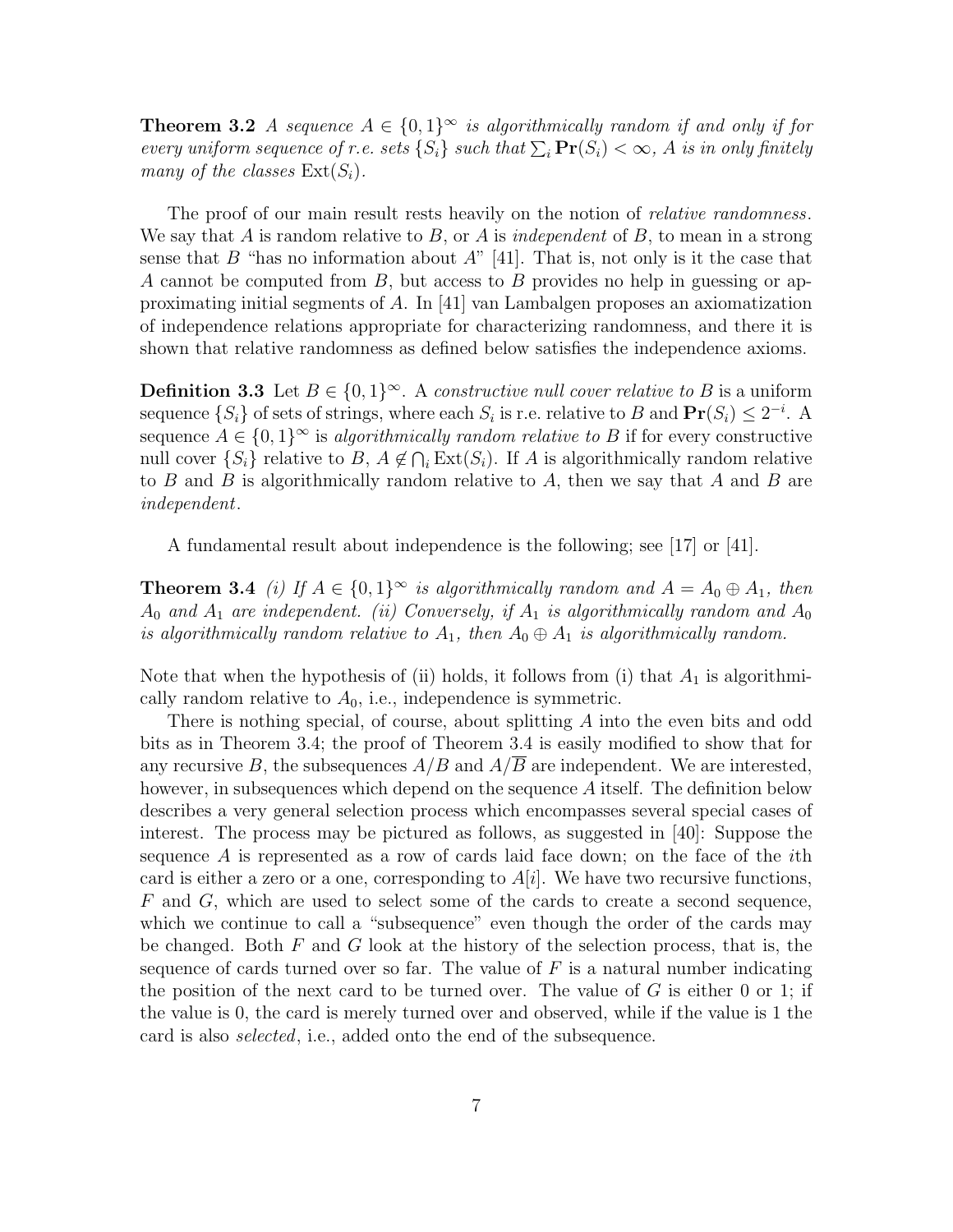**Theorem 3.2** *A sequence $A \in \{0,1\}^\infty$ is algorithmically random if and only if for every uniform sequence of r.e. sets $\{S_i\}$ such that $\sum_i \mathbf{Pr}(S_i) < \infty$, $A$ is in only finitely many of the classes $\mathrm{Ext}(S_i)$.*

The proof of our main result rests heavily on the notion of *relative randomness*. We say that $A$ is random relative to $B$, or $A$ is *independent* of $B$, to mean in a strong sense that $B$ "has no information about $A$" [41]. That is, not only is it the case that $A$ cannot be computed from $B$, but access to $B$ provides no help in guessing or approximating initial segments of $A$. In [41] van Lambalgen proposes an axiomatization of independence relations appropriate for characterizing randomness, and there it is shown that relative randomness as defined below satisfies the independence axioms.

**Definition 3.3** Let $B \in \{0,1\}^\infty$. A *constructive null cover relative to $B$* is a uniform sequence $\{S_i\}$ of sets of strings, where each $S_i$ is r.e. relative to $B$ and $\mathbf{Pr}(S_i) \leq 2^{-i}$. A sequence $A \in \{0,1\}^\infty$ is *algorithmically random relative to $B$* if for every constructive null cover $\{S_i\}$ relative to $B$, $A \notin \bigcap_i \mathrm{Ext}(S_i)$. If $A$ is algorithmically random relative to $B$ and $B$ is algorithmically random relative to $A$, then we say that $A$ and $B$ are *independent*.

A fundamental result about independence is the following; see [17] or [41].

**Theorem 3.4** *(i) If $A \in \{0,1\}^\infty$ is algorithmically random and $A = A_0 \oplus A_1$, then $A_0$ and $A_1$ are independent. (ii) Conversely, if $A_1$ is algorithmically random and $A_0$ is algorithmically random relative to $A_1$, then $A_0 \oplus A_1$ is algorithmically random.*

Note that when the hypothesis of (ii) holds, it follows from (i) that $A_1$ is algorithmically random relative to $A_0$, i.e., independence is symmetric.

There is nothing special, of course, about splitting $A$ into the even bits and odd bits as in Theorem 3.4; the proof of Theorem 3.4 is easily modified to show that for any recursive $B$, the subsequences $A/B$ and $A/\overline{B}$ are independent. We are interested, however, in subsequences which depend on the sequence $A$ itself. The definition below describes a very general selection process which encompasses several special cases of interest. The process may be pictured as follows, as suggested in [40]: Suppose the sequence $A$ is represented as a row of cards laid face down; on the face of the $i$th card is either a zero or a one, corresponding to $A[i]$. We have two recursive functions, $F$ and $G$, which are used to select some of the cards to create a second sequence, which we continue to call a "subsequence" even though the order of the cards may be changed. Both $F$ and $G$ look at the history of the selection process, that is, the sequence of cards turned over so far. The value of $F$ is a natural number indicating the position of the next card to be turned over. The value of $G$ is either 0 or 1; if the value is 0, the card is merely turned over and observed, while if the value is 1 the card is also *selected*, i.e., added onto the end of the subsequence.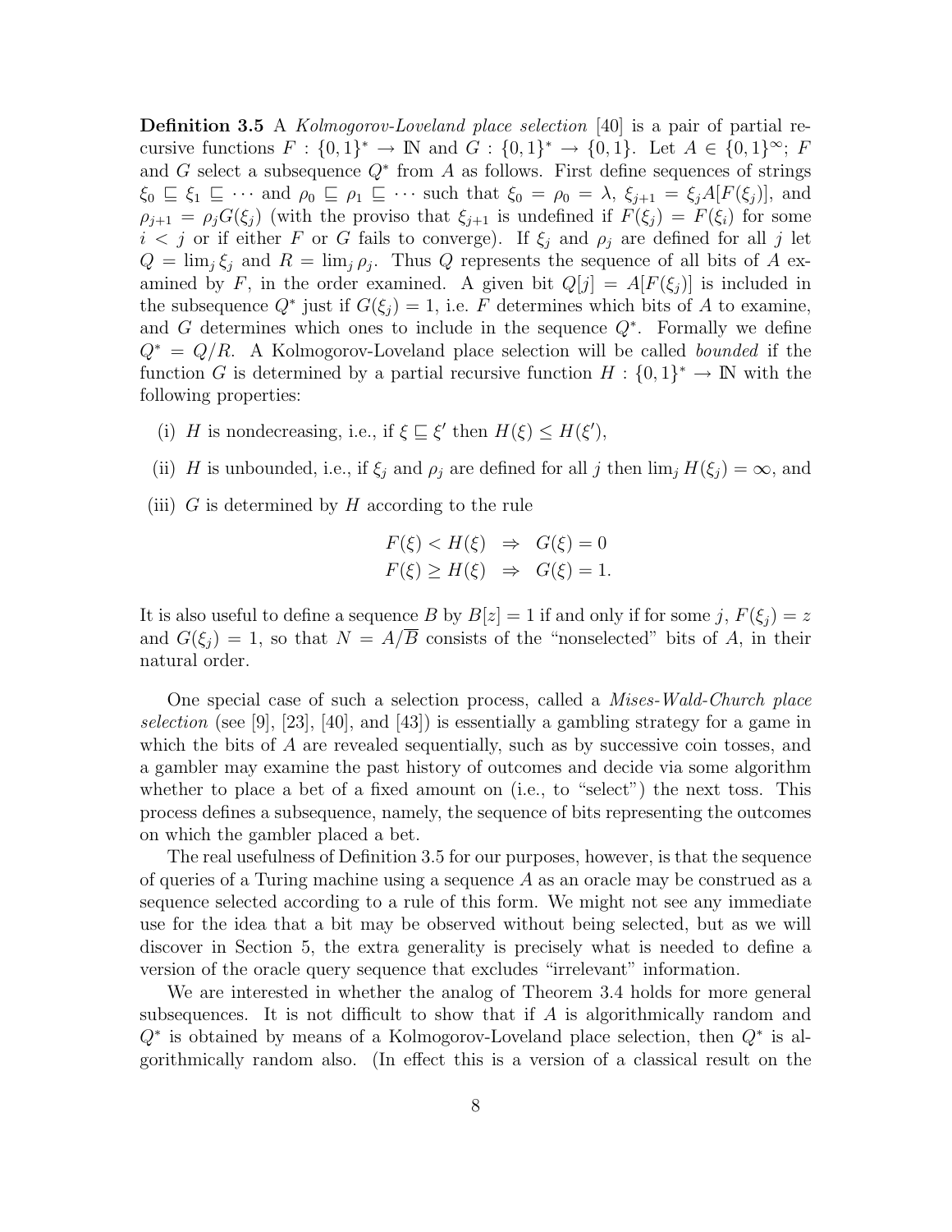**Definition 3.5** A *Kolmogorov-Loveland place selection* [40] is a pair of partial recursive functions $F : \{0,1\}^* \to \mathbb{N}$ and $G : \{0,1\}^* \to \{0,1\}$. Let $A \in \{0,1\}^\infty$; $F$ and $G$ select a subsequence $Q^*$ from $A$ as follows. First define sequences of strings $\xi_0 \sqsubseteq \xi_1 \sqsubseteq \cdots$ and $\rho_0 \sqsubseteq \rho_1 \sqsubseteq \cdots$ such that $\xi_0 = \rho_0 = \lambda$, $\xi_{j+1} = \xi_j A[F(\xi_j)]$, and $\rho_{j+1} = \rho_j G(\xi_j)$ (with the proviso that $\xi_{j+1}$ is undefined if $F(\xi_j) = F(\xi_i)$ for some $i < j$ or if either $F$ or $G$ fails to converge). If $\xi_j$ and $\rho_j$ are defined for all $j$ let $Q = \lim_j \xi_j$ and $R = \lim_j \rho_j$. Thus $Q$ represents the sequence of all bits of $A$ examined by $F$, in the order examined. A given bit $Q[j] = A[F(\xi_j)]$ is included in the subsequence $Q^*$ just if $G(\xi_j) = 1$, i.e. $F$ determines which bits of $A$ to examine, and $G$ determines which ones to include in the sequence $Q^*$. Formally we define $Q^* = Q/R$. A Kolmogorov-Loveland place selection will be called *bounded* if the function $G$ is determined by a partial recursive function $H : \{0,1\}^* \to \mathbb{N}$ with the following properties:

(i) $H$ is nondecreasing, i.e., if $\xi \sqsubseteq \xi'$ then $H(\xi) \leq H(\xi')$,

(ii) $H$ is unbounded, i.e., if $\xi_j$ and $\rho_j$ are defined for all $j$ then $\lim_j H(\xi_j) = \infty$, and

(iii) $G$ is determined by $H$ according to the rule

$$
\begin{aligned}
F(\xi) < H(\xi) &\Rightarrow G(\xi) = 0 \\
F(\xi) \geq H(\xi) &\Rightarrow G(\xi) = 1.
\end{aligned}
$$

It is also useful to define a sequence $B$ by $B[z] = 1$ if and only if for some $j$, $F(\xi_j) = z$ and $G(\xi_j) = 1$, so that $N = A/\overline{B}$ consists of the "nonselected" bits of $A$, in their natural order.

One special case of such a selection process, called a *Mises-Wald-Church place selection* (see [9], [23], [40], and [43]) is essentially a gambling strategy for a game in which the bits of $A$ are revealed sequentially, such as by successive coin tosses, and a gambler may examine the past history of outcomes and decide via some algorithm whether to place a bet of a fixed amount on (i.e., to "select") the next toss. This process defines a subsequence, namely, the sequence of bits representing the outcomes on which the gambler placed a bet.

The real usefulness of Definition 3.5 for our purposes, however, is that the sequence of queries of a Turing machine using a sequence $A$ as an oracle may be construed as a sequence selected according to a rule of this form. We might not see any immediate use for the idea that a bit may be observed without being selected, but as we will discover in Section 5, the extra generality is precisely what is needed to define a version of the oracle query sequence that excludes "irrelevant" information.

We are interested in whether the analog of Theorem 3.4 holds for more general subsequences. It is not difficult to show that if $A$ is algorithmically random and $Q^*$ is obtained by means of a Kolmogorov-Loveland place selection, then $Q^*$ is algorithmically random also. (In effect this is a version of a classical result on the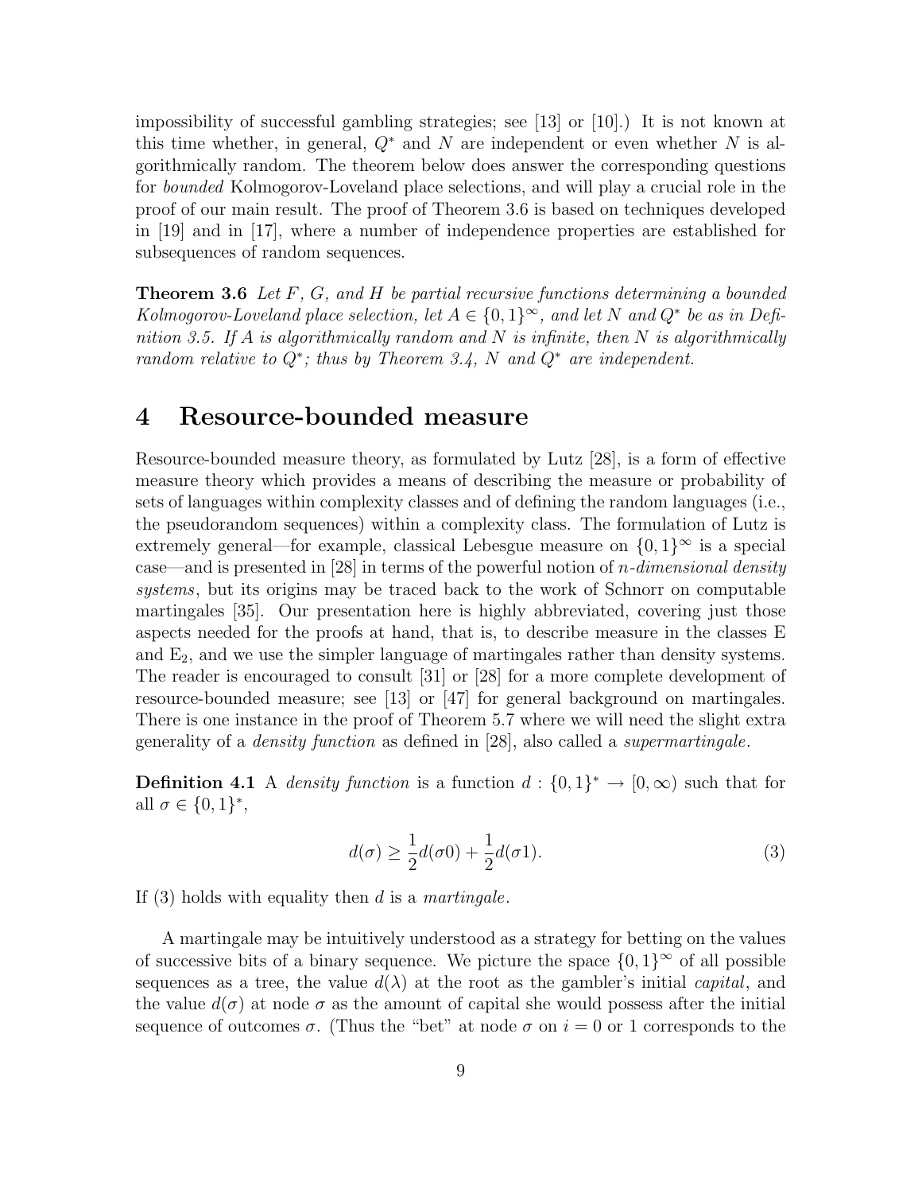impossibility of successful gambling strategies; see [13] or [10].) It is not known at this time whether, in general, $Q^*$ and $N$ are independent or even whether $N$ is algorithmically random. The theorem below does answer the corresponding questions for *bounded* Kolmogorov-Loveland place selections, and will play a crucial role in the proof of our main result. The proof of Theorem 3.6 is based on techniques developed in [19] and in [17], where a number of independence properties are established for subsequences of random sequences.

**Theorem 3.6** *Let $F$, $G$, and $H$ be partial recursive functions determining a bounded Kolmogorov-Loveland place selection, let $A \in \{0,1\}^\infty$, and let $N$ and $Q^*$ be as in Definition 3.5. If $A$ is algorithmically random and $N$ is infinite, then $N$ is algorithmically random relative to $Q^*$; thus by Theorem 3.4, $N$ and $Q^*$ are independent.*

# 4 Resource-bounded measure

Resource-bounded measure theory, as formulated by Lutz [28], is a form of effective measure theory which provides a means of describing the measure or probability of sets of languages within complexity classes and of defining the random languages (i.e., the pseudorandom sequences) within a complexity class. The formulation of Lutz is extremely general—for example, classical Lebesgue measure on $\{0,1\}^\infty$ is a special case—and is presented in [28] in terms of the powerful notion of *$n$-dimensional density systems*, but its origins may be traced back to the work of Schnorr on computable martingales [35]. Our presentation here is highly abbreviated, covering just those aspects needed for the proofs at hand, that is, to describe measure in the classes E and $\mathrm{E}_2$, and we use the simpler language of martingales rather than density systems. The reader is encouraged to consult [31] or [28] for a more complete development of resource-bounded measure; see [13] or [47] for general background on martingales. There is one instance in the proof of Theorem 5.7 where we will need the slight extra generality of a *density function* as defined in [28], also called a *supermartingale*.

**Definition 4.1** A *density function* is a function $d : \{0,1\}^* \to [0,\infty)$ such that for all $\sigma \in \{0,1\}^*$,

$$d(\sigma) \geq \frac{1}{2}d(\sigma 0) + \frac{1}{2}d(\sigma 1). \tag{3}$$

If (3) holds with equality then $d$ is a *martingale*.

A martingale may be intuitively understood as a strategy for betting on the values of successive bits of a binary sequence. We picture the space $\{0,1\}^\infty$ of all possible sequences as a tree, the value $d(\lambda)$ at the root as the gambler's initial *capital*, and the value $d(\sigma)$ at node $\sigma$ as the amount of capital she would possess after the initial sequence of outcomes $\sigma$. (Thus the "bet" at node $\sigma$ on $i = 0$ or 1 corresponds to the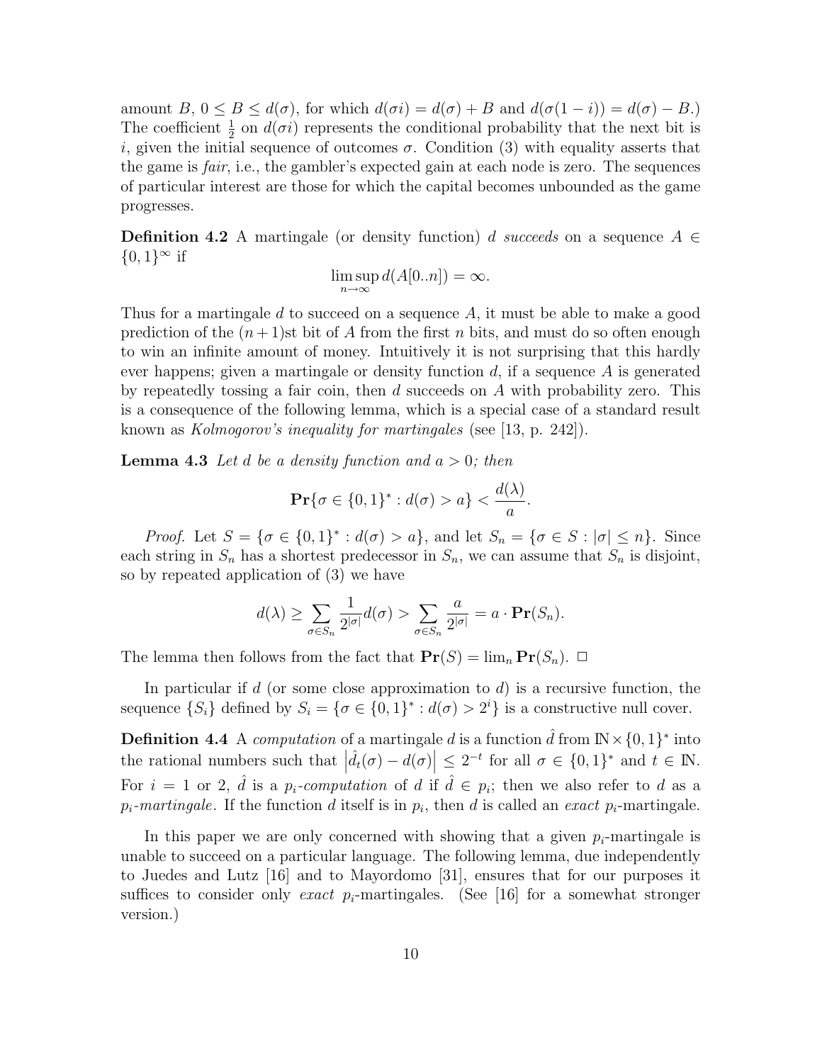amount $B$, $0 \leq B \leq d(\sigma)$, for which $d(\sigma i) = d(\sigma) + B$ and $d(\sigma(1-i)) = d(\sigma) - B$.) The coefficient $\frac{1}{2}$ on $d(\sigma i)$ represents the conditional probability that the next bit is $i$, given the initial sequence of outcomes $\sigma$. Condition (3) with equality asserts that the game is *fair*, i.e., the gambler's expected gain at each node is zero. The sequences of particular interest are those for which the capital becomes unbounded as the game progresses.

**Definition 4.2** A martingale (or density function) $d$ *succeeds* on a sequence $A \in \{0,1\}^\infty$ if

$$\limsup_{n \to \infty} d(A[0..n]) = \infty.$$

Thus for a martingale $d$ to succeed on a sequence $A$, it must be able to make a good prediction of the $(n+1)$st bit of $A$ from the first $n$ bits, and must do so often enough to win an infinite amount of money. Intuitively it is not surprising that this hardly ever happens; given a martingale or density function $d$, if a sequence $A$ is generated by repeatedly tossing a fair coin, then $d$ succeeds on $A$ with probability zero. This is a consequence of the following lemma, which is a special case of a standard result known as *Kolmogorov's inequality for martingales* (see [13, p. 242]).

**Lemma 4.3** *Let $d$ be a density function and $a > 0$; then*

$$\mathbf{Pr}\{\sigma \in \{0,1\}^* : d(\sigma) > a\} < \frac{d(\lambda)}{a}.$$

*Proof.* Let $S = \{\sigma \in \{0,1\}^* : d(\sigma) > a\}$, and let $S_n = \{\sigma \in S : |\sigma| \leq n\}$. Since each string in $S_n$ has a shortest predecessor in $S_n$, we can assume that $S_n$ is disjoint, so by repeated application of (3) we have

$$d(\lambda) \geq \sum_{\sigma \in S_n} \frac{1}{2^{|\sigma|}} d(\sigma) > \sum_{\sigma \in S_n} \frac{a}{2^{|\sigma|}} = a \cdot \mathbf{Pr}(S_n).$$

The lemma then follows from the fact that $\mathbf{Pr}(S) = \lim_n \mathbf{Pr}(S_n)$. □

In particular if $d$ (or some close approximation to $d$) is a recursive function, the sequence $\{S_i\}$ defined by $S_i = \{\sigma \in \{0,1\}^* : d(\sigma) > 2^i\}$ is a constructive null cover.

**Definition 4.4** A *computation* of a martingale $d$ is a function $\hat{d}$ from $\mathbb{N} \times \{0,1\}^*$ into the rational numbers such that $\left|\hat{d}_t(\sigma) - d(\sigma)\right| \leq 2^{-t}$ for all $\sigma \in \{0,1\}^*$ and $t \in \mathbb{N}$. For $i = 1$ or 2, $\hat{d}$ is a $p_i$*-computation* of $d$ if $\hat{d} \in p_i$; then we also refer to $d$ as a $p_i$*-martingale*. If the function $d$ itself is in $p_i$, then $d$ is called an *exact* $p_i$-martingale.

In this paper we are only concerned with showing that a given $p_i$-martingale is unable to succeed on a particular language. The following lemma, due independently to Juedes and Lutz [16] and to Mayordomo [31], ensures that for our purposes it suffices to consider only *exact* $p_i$-martingales. (See [16] for a somewhat stronger version.)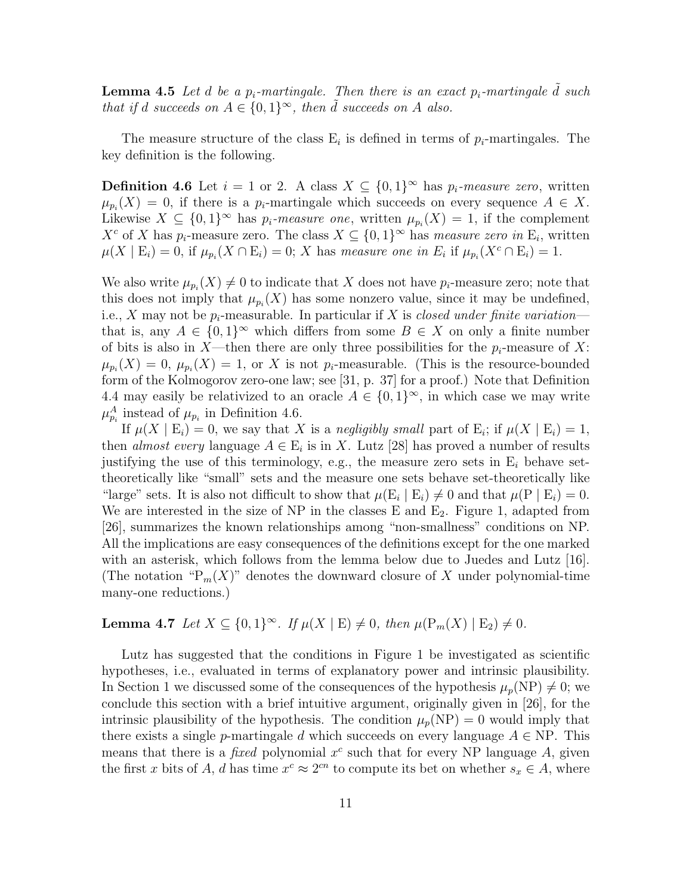**Lemma 4.5** *Let $d$ be a $p_i$-martingale. Then there is an exact $p_i$-martingale $\tilde{d}$ such that if $d$ succeeds on $A \in \{0,1\}^\infty$, then $\tilde{d}$ succeeds on $A$ also.*

The measure structure of the class $\mathrm{E}_i$ is defined in terms of $p_i$-martingales. The key definition is the following.

**Definition 4.6** Let $i = 1$ or 2. A class $X \subseteq \{0,1\}^\infty$ has *$p_i$-measure zero*, written $\mu_{p_i}(X) = 0$, if there is a $p_i$-martingale which succeeds on every sequence $A \in X$. Likewise $X \subseteq \{0,1\}^\infty$ has *$p_i$-measure one*, written $\mu_{p_i}(X) = 1$, if the complement $X^c$ of $X$ has $p_i$-measure zero. The class $X \subseteq \{0,1\}^\infty$ has *measure zero in* $\mathrm{E}_i$, written $\mu(X \mid \mathrm{E}_i) = 0$, if $\mu_{p_i}(X \cap \mathrm{E}_i) = 0$; $X$ has *measure one in* $E_i$ if $\mu_{p_i}(X^c \cap \mathrm{E}_i) = 1$.

We also write $\mu_{p_i}(X) \neq 0$ to indicate that $X$ does not have $p_i$-measure zero; note that this does not imply that $\mu_{p_i}(X)$ has some nonzero value, since it may be undefined, i.e., $X$ may not be $p_i$-measurable. In particular if $X$ is *closed under finite variation*—that is, any $A \in \{0,1\}^\infty$ which differs from some $B \in X$ on only a finite number of bits is also in $X$—then there are only three possibilities for the $p_i$-measure of $X$: $\mu_{p_i}(X) = 0$, $\mu_{p_i}(X) = 1$, or $X$ is not $p_i$-measurable. (This is the resource-bounded form of the Kolmogorov zero-one law; see [31, p. 37] for a proof.) Note that Definition 4.4 may easily be relativized to an oracle $A \in \{0,1\}^\infty$, in which case we may write $\mu^A_{p_i}$ instead of $\mu_{p_i}$ in Definition 4.6.

If $\mu(X \mid \mathrm{E}_i) = 0$, we say that $X$ is a *negligibly small* part of $\mathrm{E}_i$; if $\mu(X \mid \mathrm{E}_i) = 1$, then *almost every* language $A \in \mathrm{E}_i$ is in $X$. Lutz [28] has proved a number of results justifying the use of this terminology, e.g., the measure zero sets in $\mathrm{E}_i$ behave set-theoretically like "small" sets and the measure one sets behave set-theoretically like "large" sets. It is also not difficult to show that $\mu(\mathrm{E}_i \mid \mathrm{E}_i) \neq 0$ and that $\mu(\mathrm{P} \mid \mathrm{E}_i) = 0$. We are interested in the size of NP in the classes E and $\mathrm{E}_2$. Figure 1, adapted from [26], summarizes the known relationships among "non-smallness" conditions on NP. All the implications are easy consequences of the definitions except for the one marked with an asterisk, which follows from the lemma below due to Juedes and Lutz [16]. (The notation "$\mathrm{P}_m(X)$" denotes the downward closure of $X$ under polynomial-time many-one reductions.)

**Lemma 4.7** *Let $X \subseteq \{0,1\}^\infty$. If $\mu(X \mid \mathrm{E}) \neq 0$, then $\mu(\mathrm{P}_m(X) \mid \mathrm{E}_2) \neq 0$.*

Lutz has suggested that the conditions in Figure 1 be investigated as scientific hypotheses, i.e., evaluated in terms of explanatory power and intrinsic plausibility. In Section 1 we discussed some of the consequences of the hypothesis $\mu_p(\mathrm{NP}) \neq 0$; we conclude this section with a brief intuitive argument, originally given in [26], for the intrinsic plausibility of the hypothesis. The condition $\mu_p(\mathrm{NP}) = 0$ would imply that there exists a single $p$-martingale $d$ which succeeds on every language $A \in \mathrm{NP}$. This means that there is a *fixed* polynomial $x^c$ such that for every NP language $A$, given the first $x$ bits of $A$, $d$ has time $x^c \approx 2^{cn}$ to compute its bet on whether $s_x \in A$, where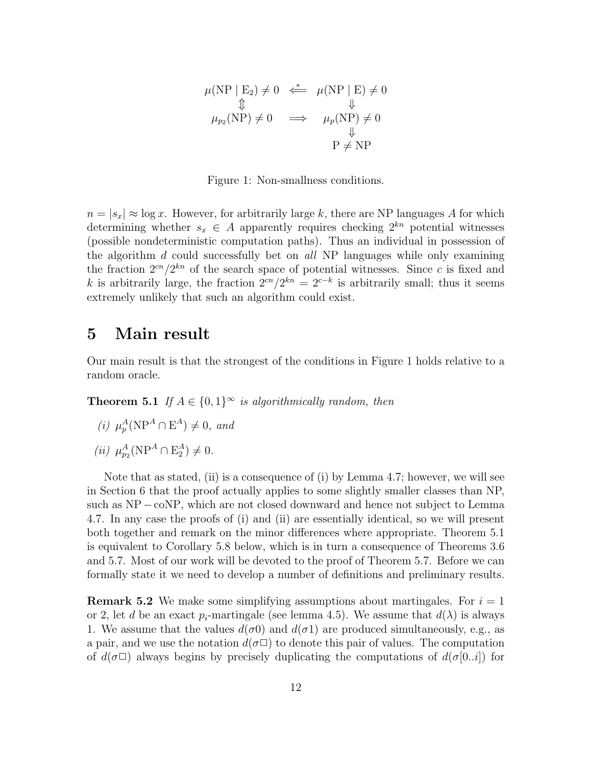$$
\begin{array}{ccc}
\mu(\mathrm{NP} \mid \mathrm{E}_2) \neq 0 & \stackrel{*}{\Longleftarrow} & \mu(\mathrm{NP} \mid \mathrm{E}) \neq 0 \\
\Updownarrow & & \Downarrow \\
\mu_{p_2}(\mathrm{NP}) \neq 0 & \Longrightarrow & \mu_p(\mathrm{NP}) \neq 0 \\
& & \Downarrow \\
& & \mathrm{P} \neq \mathrm{NP}
\end{array}
$$

Figure 1: Non-smallness conditions.

$n = |s_x| \approx \log x$. However, for arbitrarily large $k$, there are NP languages $A$ for which determining whether $s_x \in A$ apparently requires checking $2^{kn}$ potential witnesses (possible nondeterministic computation paths). Thus an individual in possession of the algorithm $d$ could successfully bet on *all* NP languages while only examining the fraction $2^{cn}/2^{kn}$ of the search space of potential witnesses. Since $c$ is fixed and $k$ is arbitrarily large, the fraction $2^{cn}/2^{kn} = 2^{c-k}$ is arbitrarily small; thus it seems extremely unlikely that such an algorithm could exist.

# 5 Main result

Our main result is that the strongest of the conditions in Figure 1 holds relative to a random oracle.

**Theorem 5.1** *If $A \in \{0,1\}^\infty$ is algorithmically random, then*

*(i) $\mu_p^A(\mathrm{NP}^A \cap \mathrm{E}^A) \neq 0$, and*

*(ii) $\mu_{p_2}^A(\mathrm{NP}^A \cap \mathrm{E}_2^A) \neq 0$.*

Note that as stated, (ii) is a consequence of (i) by Lemma 4.7; however, we will see in Section 6 that the proof actually applies to some slightly smaller classes than NP, such as NP $-$ coNP, which are not closed downward and hence not subject to Lemma 4.7. In any case the proofs of (i) and (ii) are essentially identical, so we will present both together and remark on the minor differences where appropriate. Theorem 5.1 is equivalent to Corollary 5.8 below, which is in turn a consequence of Theorems 3.6 and 5.7. Most of our work will be devoted to the proof of Theorem 5.7. Before we can formally state it we need to develop a number of definitions and preliminary results.

**Remark 5.2** We make some simplifying assumptions about martingales. For $i = 1$ or 2, let $d$ be an exact $p_i$-martingale (see lemma 4.5). We assume that $d(\lambda)$ is always 1. We assume that the values $d(\sigma 0)$ and $d(\sigma 1)$ are produced simultaneously, e.g., as a pair, and we use the notation $d(\sigma\Box)$ to denote this pair of values. The computation of $d(\sigma\Box)$ always begins by precisely duplicating the computations of $d(\sigma[0..i])$ for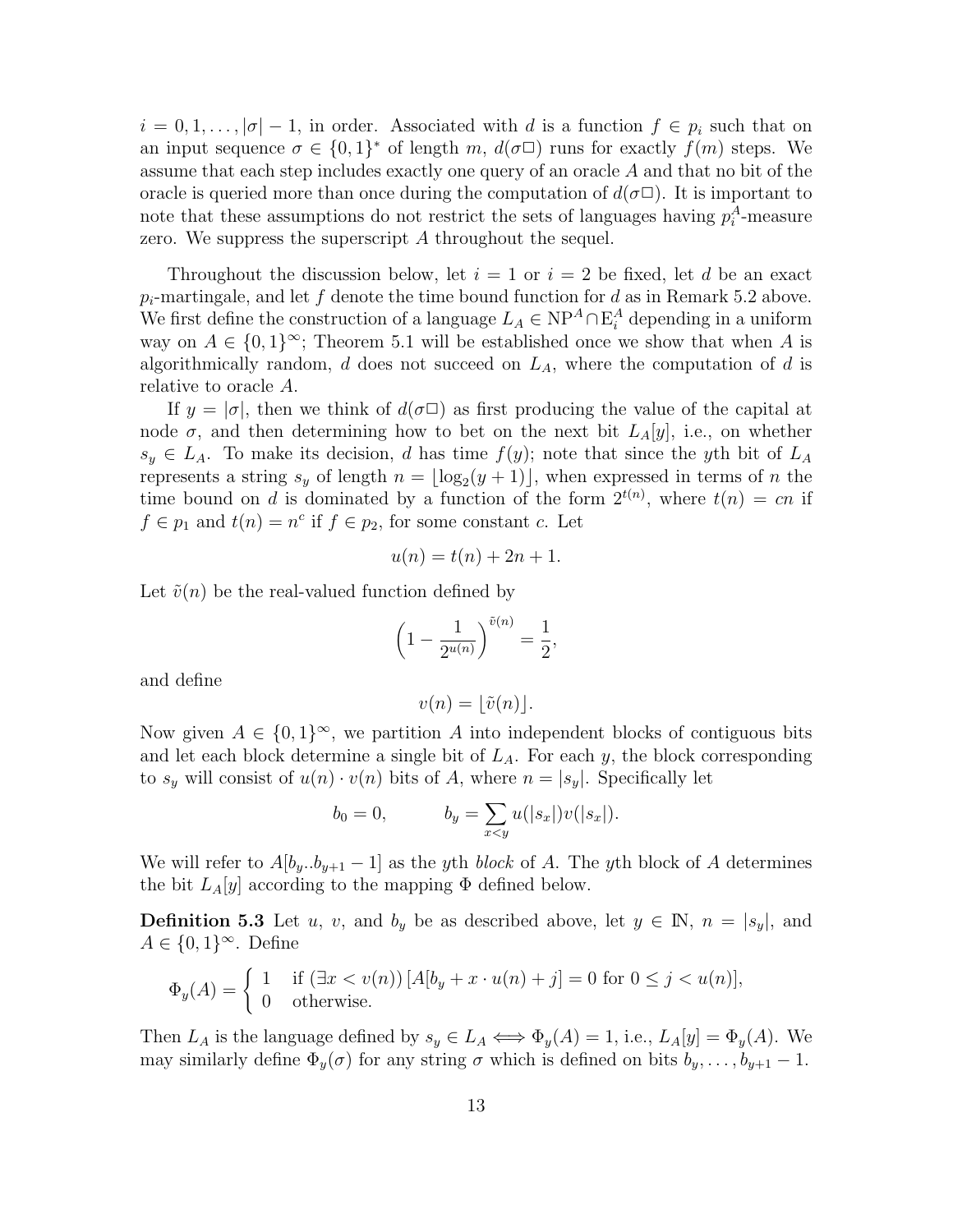$i = 0, 1, \ldots, |\sigma| - 1$, in order. Associated with $d$ is a function $f \in p_i$ such that on an input sequence $\sigma \in \{0,1\}^*$ of length $m$, $d(\sigma\Box)$ runs for exactly $f(m)$ steps. We assume that each step includes exactly one query of an oracle $A$ and that no bit of the oracle is queried more than once during the computation of $d(\sigma\Box)$. It is important to note that these assumptions do not restrict the sets of languages having $p_i^A$-measure zero. We suppress the superscript $A$ throughout the sequel.

Throughout the discussion below, let $i = 1$ or $i = 2$ be fixed, let $d$ be an exact $p_i$-martingale, and let $f$ denote the time bound function for $d$ as in Remark 5.2 above. We first define the construction of a language $L_A \in \mathrm{NP}^A \cap \mathrm{E}_i^A$ depending in a uniform way on $A \in \{0,1\}^\infty$; Theorem 5.1 will be established once we show that when $A$ is algorithmically random, $d$ does not succeed on $L_A$, where the computation of $d$ is relative to oracle $A$.

If $y = |\sigma|$, then we think of $d(\sigma\Box)$ as first producing the value of the capital at node $\sigma$, and then determining how to bet on the next bit $L_A[y]$, i.e., on whether $s_y \in L_A$. To make its decision, $d$ has time $f(y)$; note that since the $y$th bit of $L_A$ represents a string $s_y$ of length $n = \lfloor \log_2(y+1) \rfloor$, when expressed in terms of $n$ the time bound on $d$ is dominated by a function of the form $2^{t(n)}$, where $t(n) = cn$ if $f \in p_1$ and $t(n) = n^c$ if $f \in p_2$, for some constant $c$. Let

$$u(n) = t(n) + 2n + 1.$$

Let $\tilde{v}(n)$ be the real-valued function defined by

$$\left(1 - \frac{1}{2^{u(n)}}\right)^{\tilde{v}(n)} = \frac{1}{2},$$

and define

$$v(n) = \lfloor \tilde{v}(n) \rfloor.$$

Now given $A \in \{0,1\}^\infty$, we partition $A$ into independent blocks of contiguous bits and let each block determine a single bit of $L_A$. For each $y$, the block corresponding to $s_y$ will consist of $u(n) \cdot v(n)$ bits of $A$, where $n = |s_y|$. Specifically let

$$b_0 = 0, \qquad b_y = \sum_{x<y} u(|s_x|)v(|s_x|).$$

We will refer to $A[b_y..b_{y+1} - 1]$ as the $y$th *block* of $A$. The $y$th block of $A$ determines the bit $L_A[y]$ according to the mapping $\Phi$ defined below.

**Definition 5.3** Let $u$, $v$, and $b_y$ be as described above, let $y \in \mathbb{N}$, $n = |s_y|$, and $A \in \{0,1\}^\infty$. Define

$$\Phi_y(A) = \begin{cases} 1 & \text{if } (\exists x < v(n))\,[A[b_y + x \cdot u(n) + j] = 0 \text{ for } 0 \le j < u(n)], \\ 0 & \text{otherwise.} \end{cases}$$

Then $L_A$ is the language defined by $s_y \in L_A \iff \Phi_y(A) = 1$, i.e., $L_A[y] = \Phi_y(A)$. We may similarly define $\Phi_y(\sigma)$ for any string $\sigma$ which is defined on bits $b_y, \ldots, b_{y+1} - 1$.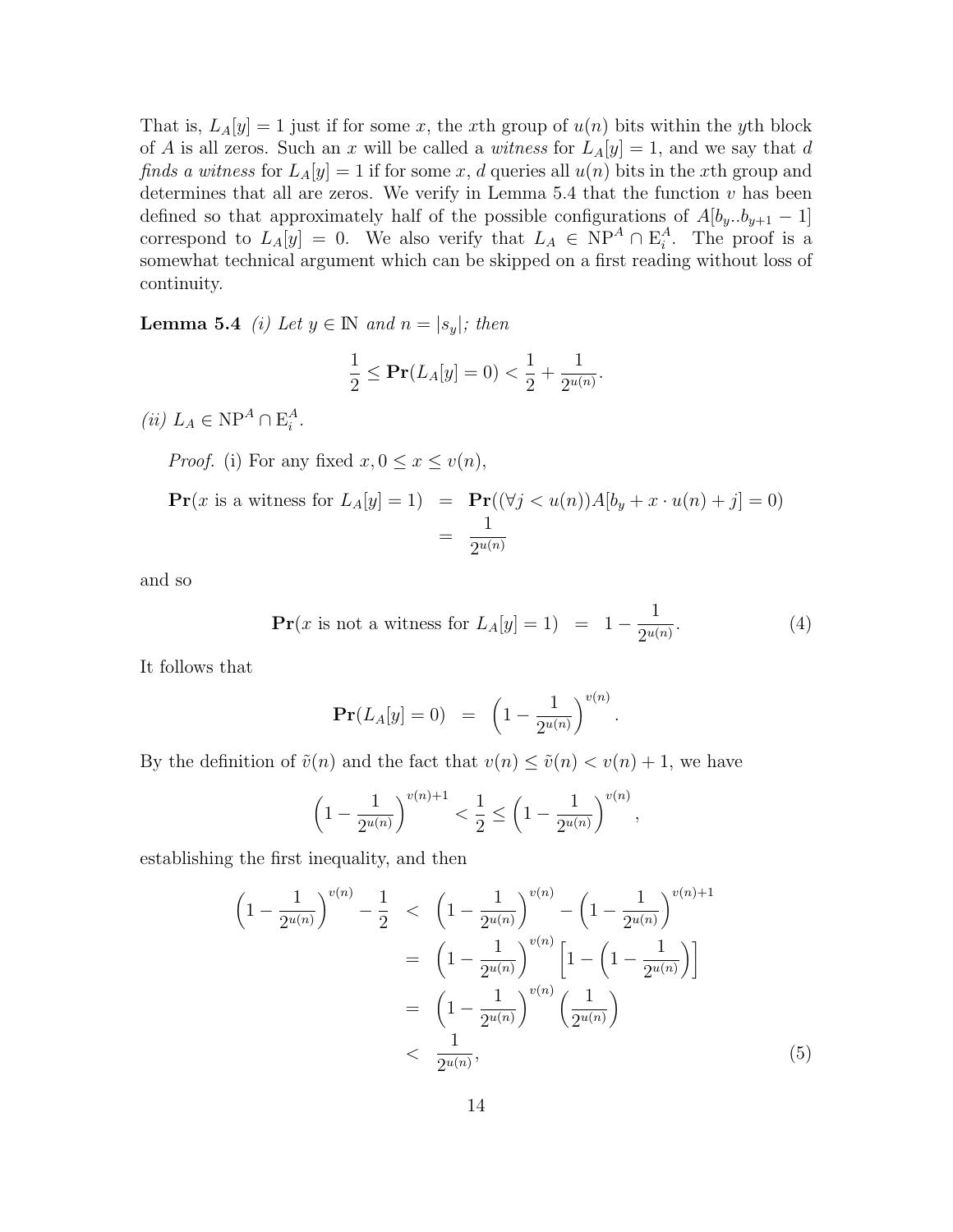That is, $L_A[y] = 1$ just if for some $x$, the $x$th group of $u(n)$ bits within the $y$th block of $A$ is all zeros. Such an $x$ will be called a *witness* for $L_A[y] = 1$, and we say that $d$ *finds a witness* for $L_A[y] = 1$ if for some $x$, $d$ queries all $u(n)$ bits in the $x$th group and determines that all are zeros. We verify in Lemma 5.4 that the function $v$ has been defined so that approximately half of the possible configurations of $A[b_y..b_{y+1} - 1]$ correspond to $L_A[y] = 0$. We also verify that $L_A \in \mathrm{NP}^A \cap \mathrm{E}_i^A$. The proof is a somewhat technical argument which can be skipped on a first reading without loss of continuity.

**Lemma 5.4** *(i) Let $y \in \mathbb{N}$ and $n = |s_y|$; then*

$$\frac{1}{2} \leq \mathbf{Pr}(L_A[y] = 0) < \frac{1}{2} + \frac{1}{2^{u(n)}}.$$

*(ii) $L_A \in \mathrm{NP}^A \cap \mathrm{E}_i^A$.*

*Proof.* (i) For any fixed $x, 0 \leq x \leq v(n)$,

$$\begin{aligned}
\mathbf{Pr}(x \text{ is a witness for } L_A[y] = 1) &= \mathbf{Pr}((\forall j < u(n)) A[b_y + x \cdot u(n) + j] = 0) \\
&= \frac{1}{2^{u(n)}}
\end{aligned}$$

and so

$$\mathbf{Pr}(x \text{ is not a witness for } L_A[y] = 1) \quad = \quad 1 - \frac{1}{2^{u(n)}}. \tag{4}$$

It follows that

$$\mathbf{Pr}(L_A[y] = 0) \quad = \quad \left(1 - \frac{1}{2^{u(n)}}\right)^{v(n)}.$$

By the definition of $\tilde{v}(n)$ and the fact that $v(n) \leq \tilde{v}(n) < v(n) + 1$, we have

$$\left(1 - \frac{1}{2^{u(n)}}\right)^{v(n)+1} < \frac{1}{2} \leq \left(1 - \frac{1}{2^{u(n)}}\right)^{v(n)},$$

establishing the first inequality, and then

$$\begin{aligned}
\left(1 - \frac{1}{2^{u(n)}}\right)^{v(n)} - \frac{1}{2} &< \left(1 - \frac{1}{2^{u(n)}}\right)^{v(n)} - \left(1 - \frac{1}{2^{u(n)}}\right)^{v(n)+1} \\
&= \left(1 - \frac{1}{2^{u(n)}}\right)^{v(n)} \left[1 - \left(1 - \frac{1}{2^{u(n)}}\right)\right] \\
&= \left(1 - \frac{1}{2^{u(n)}}\right)^{v(n)} \left(\frac{1}{2^{u(n)}}\right) \\
&< \frac{1}{2^{u(n)}},
\end{aligned} \tag{5}$$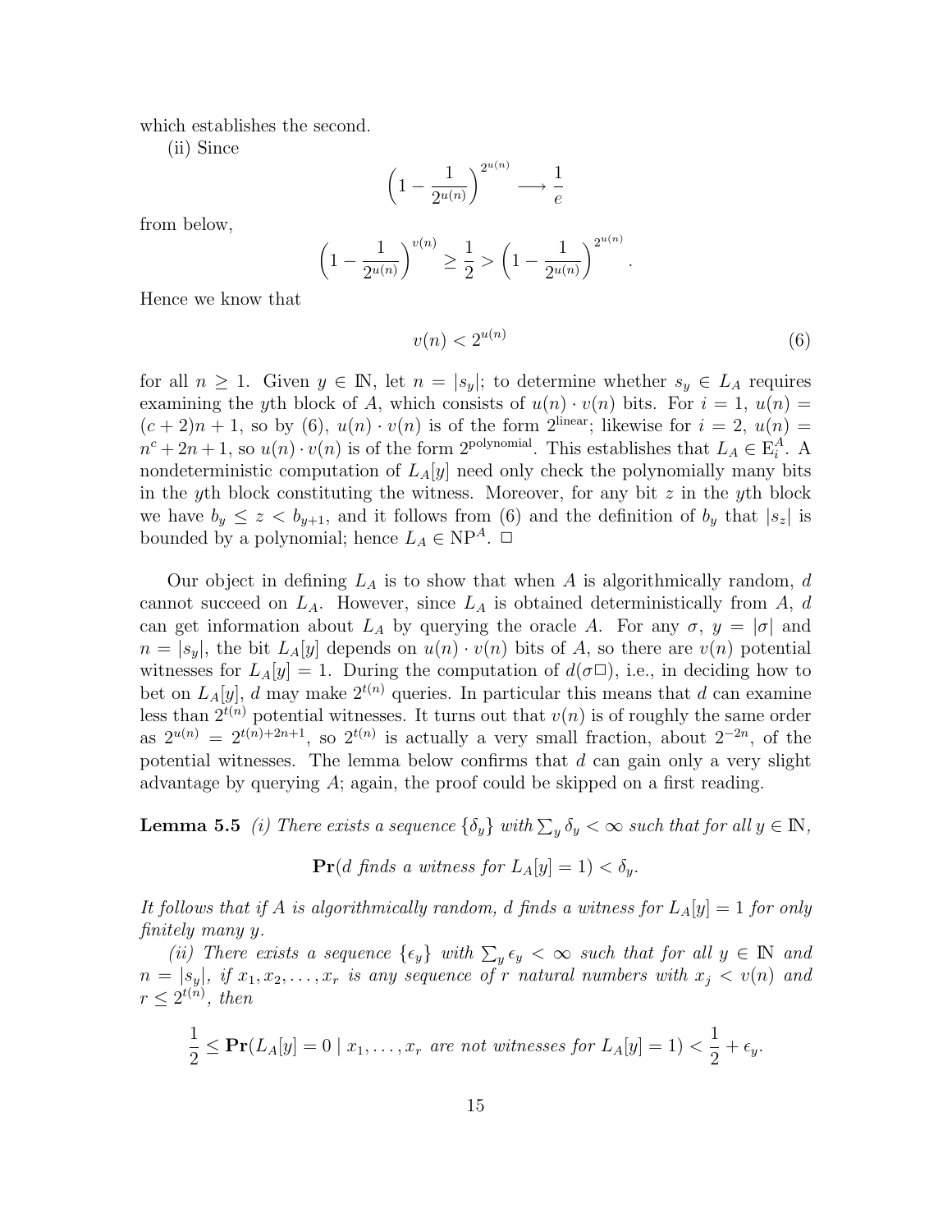which establishes the second.

(ii) Since

$$\left(1 - \frac{1}{2^{u(n)}}\right)^{2^{u(n)}} \longrightarrow \frac{1}{e}$$

from below,

$$\left(1 - \frac{1}{2^{u(n)}}\right)^{v(n)} \geq \frac{1}{2} > \left(1 - \frac{1}{2^{u(n)}}\right)^{2^{u(n)}}.$$

Hence we know that

$$v(n) < 2^{u(n)} \tag{6}$$

for all $n \geq 1$. Given $y \in \mathbb{N}$, let $n = |s_y|$; to determine whether $s_y \in L_A$ requires examining the $y$th block of $A$, which consists of $u(n) \cdot v(n)$ bits. For $i = 1$, $u(n) = (c+2)n + 1$, so by (6), $u(n) \cdot v(n)$ is of the form $2^{\text{linear}}$; likewise for $i = 2$, $u(n) = n^c + 2n + 1$, so $u(n) \cdot v(n)$ is of the form $2^{\text{polynomial}}$. This establishes that $L_A \in \mathrm{E}_i^A$. A nondeterministic computation of $L_A[y]$ need only check the polynomially many bits in the $y$th block constituting the witness. Moreover, for any bit $z$ in the $y$th block we have $b_y \leq z < b_{y+1}$, and it follows from (6) and the definition of $b_y$ that $|s_z|$ is bounded by a polynomial; hence $L_A \in \mathrm{NP}^A$. $\square$

Our object in defining $L_A$ is to show that when $A$ is algorithmically random, $d$ cannot succeed on $L_A$. However, since $L_A$ is obtained deterministically from $A$, $d$ can get information about $L_A$ by querying the oracle $A$. For any $\sigma$, $y = |\sigma|$ and $n = |s_y|$, the bit $L_A[y]$ depends on $u(n) \cdot v(n)$ bits of $A$, so there are $v(n)$ potential witnesses for $L_A[y] = 1$. During the computation of $d(\sigma\square)$, i.e., in deciding how to bet on $L_A[y]$, $d$ may make $2^{t(n)}$ queries. In particular this means that $d$ can examine less than $2^{t(n)}$ potential witnesses. It turns out that $v(n)$ is of roughly the same order as $2^{u(n)} = 2^{t(n)+2n+1}$, so $2^{t(n)}$ is actually a very small fraction, about $2^{-2n}$, of the potential witnesses. The lemma below confirms that $d$ can gain only a very slight advantage by querying $A$; again, the proof could be skipped on a first reading.

**Lemma 5.5** *(i) There exists a sequence $\{\delta_y\}$ with $\sum_y \delta_y < \infty$ such that for all $y \in \mathbb{N}$,*

$$\mathbf{Pr}(d \text{ finds a witness for } L_A[y] = 1) < \delta_y.$$

*It follows that if $A$ is algorithmically random, $d$ finds a witness for $L_A[y] = 1$ for only finitely many $y$.*

*(ii) There exists a sequence $\{\epsilon_y\}$ with $\sum_y \epsilon_y < \infty$ such that for all $y \in \mathbb{N}$ and $n = |s_y|$, if $x_1, x_2, \ldots, x_r$ is any sequence of $r$ natural numbers with $x_j < v(n)$ and $r \leq 2^{t(n)}$, then*

$$\frac{1}{2} \leq \mathbf{Pr}(L_A[y] = 0 \mid x_1, \ldots, x_r \text{ are not witnesses for } L_A[y] = 1) < \frac{1}{2} + \epsilon_y.$$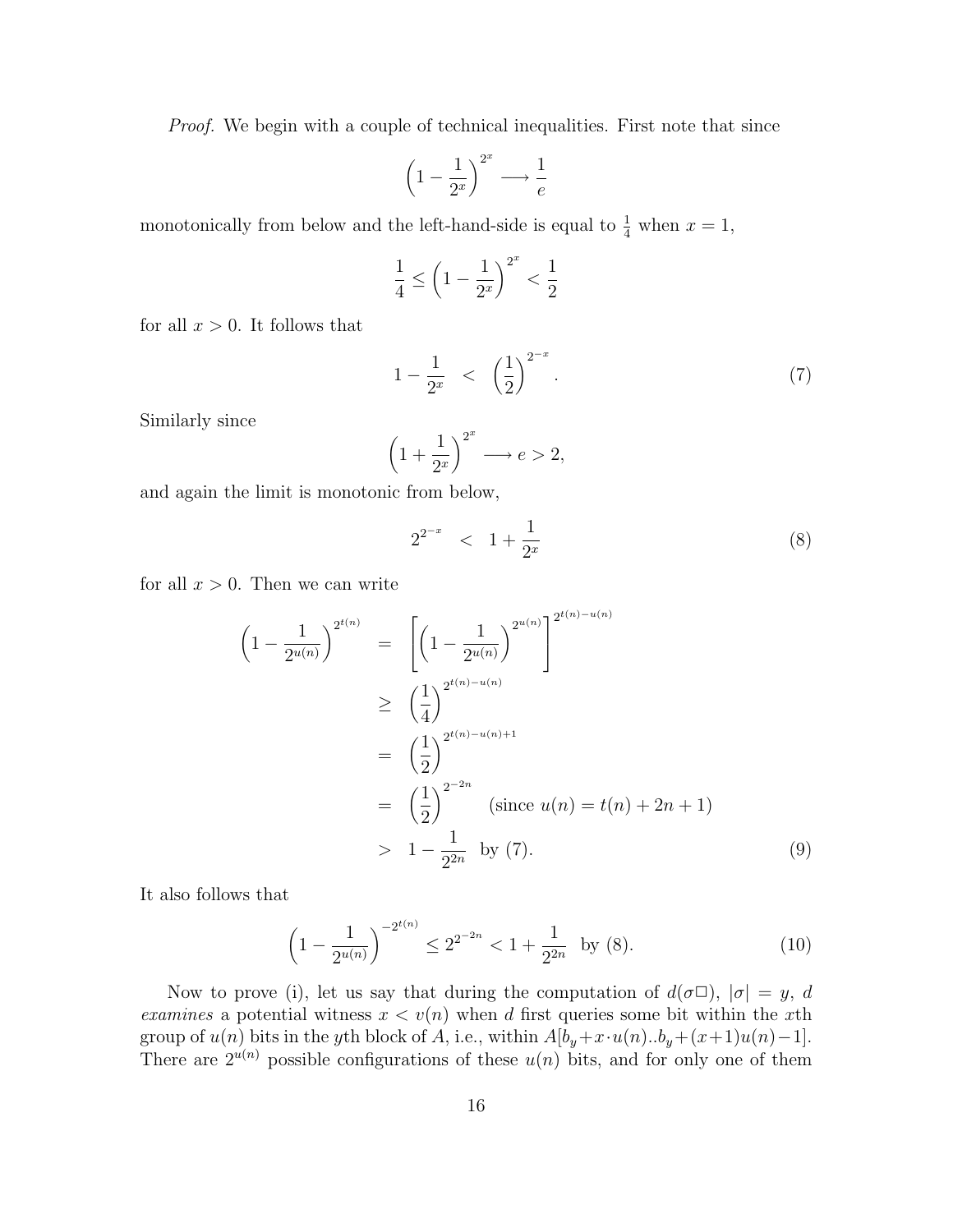*Proof.* We begin with a couple of technical inequalities. First note that since

$$\left(1 - \frac{1}{2^x}\right)^{2^x} \longrightarrow \frac{1}{e}$$

monotonically from below and the left-hand-side is equal to $\frac{1}{4}$ when $x = 1$,

$$\frac{1}{4} \leq \left(1 - \frac{1}{2^x}\right)^{2^x} < \frac{1}{2}$$

for all $x > 0$. It follows that

$$1 - \frac{1}{2^x} \quad < \quad \left(\frac{1}{2}\right)^{2^{-x}}. \tag{7}$$

Similarly since

$$\left(1 + \frac{1}{2^x}\right)^{2^x} \longrightarrow e > 2,$$

and again the limit is monotonic from below,

$$2^{2^{-x}} \quad < \quad 1 + \frac{1}{2^x} \tag{8}$$

for all $x > 0$. Then we can write

$$\begin{aligned}
\left(1 - \frac{1}{2^{u(n)}}\right)^{2^{t(n)}} &= \left[\left(1 - \frac{1}{2^{u(n)}}\right)^{2^{u(n)}}\right]^{2^{t(n)-u(n)}} \\
&\geq \left(\frac{1}{4}\right)^{2^{t(n)-u(n)}} \\
&= \left(\frac{1}{2}\right)^{2^{t(n)-u(n)+1}} \\
&= \left(\frac{1}{2}\right)^{2^{-2n}} \quad \text{(since } u(n) = t(n) + 2n + 1\text{)} \\
&> 1 - \frac{1}{2^{2n}} \quad \text{by (7).}
\end{aligned} \tag{9}$$

It also follows that

$$\left(1 - \frac{1}{2^{u(n)}}\right)^{-2^{t(n)}} \leq 2^{2^{-2n}} < 1 + \frac{1}{2^{2n}} \quad \text{by (8).} \tag{10}$$

Now to prove (i), let us say that during the computation of $d(\sigma\Box)$, $|\sigma| = y$, $d$ *examines* a potential witness $x < v(n)$ when $d$ first queries some bit within the $x$th group of $u(n)$ bits in the $y$th block of $A$, i.e., within $A[b_y + x \cdot u(n)..b_y + (x+1)u(n) - 1]$. There are $2^{u(n)}$ possible configurations of these $u(n)$ bits, and for only one of them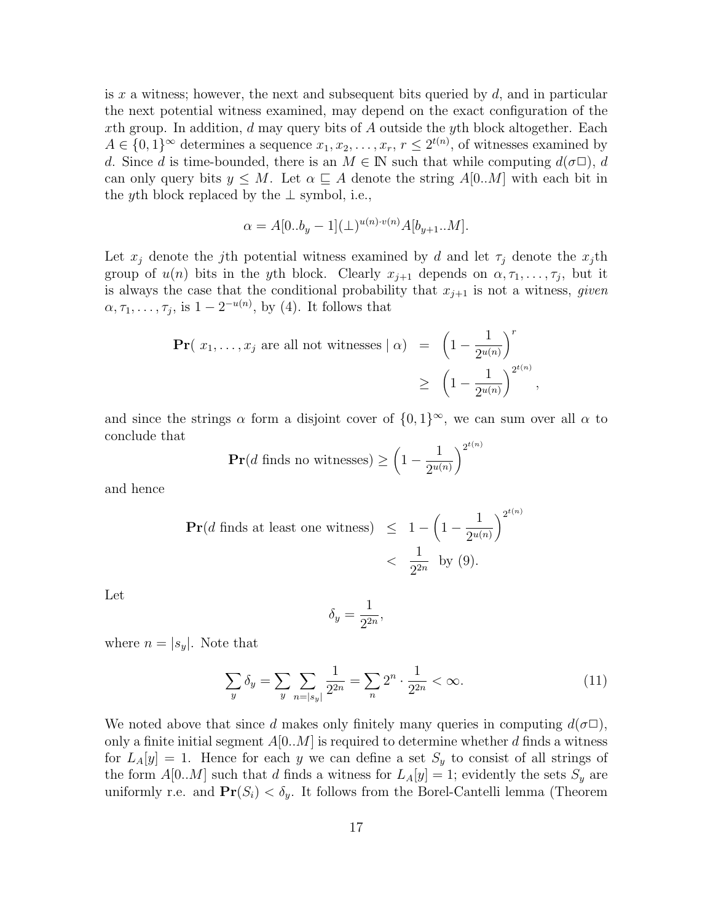is $x$ a witness; however, the next and subsequent bits queried by $d$, and in particular the next potential witness examined, may depend on the exact configuration of the $x$th group. In addition, $d$ may query bits of $A$ outside the $y$th block altogether. Each $A \in \{0,1\}^\infty$ determines a sequence $x_1, x_2, \ldots, x_r$, $r \leq 2^{t(n)}$, of witnesses examined by $d$. Since $d$ is time-bounded, there is an $M \in \mathbb{N}$ such that while computing $d(\sigma\Box)$, $d$ can only query bits $y \leq M$. Let $\alpha \sqsubseteq A$ denote the string $A[0..M]$ with each bit in the $y$th block replaced by the $\perp$ symbol, i.e.,

$$\alpha = A[0..b_y - 1](\perp)^{u(n)\cdot v(n)} A[b_{y+1}..M].$$

Let $x_j$ denote the $j$th potential witness examined by $d$ and let $\tau_j$ denote the $x_j$th group of $u(n)$ bits in the $y$th block. Clearly $x_{j+1}$ depends on $\alpha, \tau_1, \ldots, \tau_j$, but it is always the case that the conditional probability that $x_{j+1}$ is not a witness, *given* $\alpha, \tau_1, \ldots, \tau_j$, is $1 - 2^{-u(n)}$, by (4). It follows that

$$\begin{aligned}
\mathbf{Pr}(\ x_1, \ldots, x_j \text{ are all not witnesses} \mid \alpha) &= \left(1 - \frac{1}{2^{u(n)}}\right)^r \\
&\geq \left(1 - \frac{1}{2^{u(n)}}\right)^{2^{t(n)}},
\end{aligned}$$

and since the strings $\alpha$ form a disjoint cover of $\{0,1\}^\infty$, we can sum over all $\alpha$ to conclude that

$$\mathbf{Pr}(d \text{ finds no witnesses}) \geq \left(1 - \frac{1}{2^{u(n)}}\right)^{2^{t(n)}}$$

and hence

$$\begin{aligned}
\mathbf{Pr}(d \text{ finds at least one witness}) &\leq 1 - \left(1 - \frac{1}{2^{u(n)}}\right)^{2^{t(n)}} \\
&< \frac{1}{2^{2n}} \text{ by (9).}
\end{aligned}$$

Let

$$\delta_y = \frac{1}{2^{2n}},$$

where $n = |s_y|$. Note that

$$\sum_y \delta_y = \sum_y \sum_{n=|s_y|} \frac{1}{2^{2n}} = \sum_n 2^n \cdot \frac{1}{2^{2n}} < \infty. \tag{11}$$

We noted above that since $d$ makes only finitely many queries in computing $d(\sigma\Box)$, only a finite initial segment $A[0..M]$ is required to determine whether $d$ finds a witness for $L_A[y] = 1$. Hence for each $y$ we can define a set $S_y$ to consist of all strings of the form $A[0..M]$ such that $d$ finds a witness for $L_A[y] = 1$; evidently the sets $S_y$ are uniformly r.e. and $\mathbf{Pr}(S_i) < \delta_y$. It follows from the Borel-Cantelli lemma (Theorem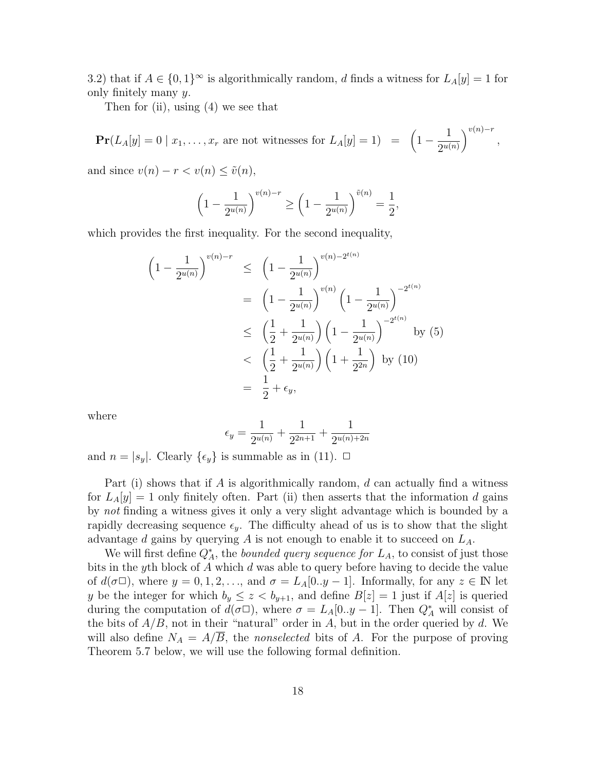3.2) that if $A \in \{0,1\}^\infty$ is algorithmically random, $d$ finds a witness for $L_A[y] = 1$ for only finitely many $y$.

Then for (ii), using (4) we see that

$$\mathbf{Pr}(L_A[y] = 0 \mid x_1, \ldots, x_r \text{ are not witnesses for } L_A[y] = 1) \;=\; \left(1 - \frac{1}{2^{u(n)}}\right)^{v(n)-r},$$

and since $v(n) - r < v(n) \leq \tilde{v}(n)$,

$$\left(1 - \frac{1}{2^{u(n)}}\right)^{v(n)-r} \geq \left(1 - \frac{1}{2^{u(n)}}\right)^{\tilde{v}(n)} = \frac{1}{2},$$

which provides the first inequality. For the second inequality,

$$\begin{aligned}
\left(1 - \frac{1}{2^{u(n)}}\right)^{v(n)-r} &\leq \left(1 - \frac{1}{2^{u(n)}}\right)^{v(n)-2^{t(n)}} \\
&= \left(1 - \frac{1}{2^{u(n)}}\right)^{v(n)} \left(1 - \frac{1}{2^{u(n)}}\right)^{-2^{t(n)}} \\
&\leq \left(\frac{1}{2} + \frac{1}{2^{u(n)}}\right)\left(1 - \frac{1}{2^{u(n)}}\right)^{-2^{t(n)}} \quad \text{by (5)} \\
&< \left(\frac{1}{2} + \frac{1}{2^{u(n)}}\right)\left(1 + \frac{1}{2^{2n}}\right) \quad \text{by (10)} \\
&= \frac{1}{2} + \epsilon_y,
\end{aligned}$$

where

$$\epsilon_y = \frac{1}{2^{u(n)}} + \frac{1}{2^{2n+1}} + \frac{1}{2^{u(n)+2n}}$$

and $n = |s_y|$. Clearly $\{\epsilon_y\}$ is summable as in (11). $\square$

Part (i) shows that if $A$ is algorithmically random, $d$ can actually find a witness for $L_A[y] = 1$ only finitely often. Part (ii) then asserts that the information $d$ gains by *not* finding a witness gives it only a very slight advantage which is bounded by a rapidly decreasing sequence $\epsilon_y$. The difficulty ahead of us is to show that the slight advantage $d$ gains by querying $A$ is not enough to enable it to succeed on $L_A$.

We will first define $Q_A^*$, the *bounded query sequence for* $L_A$, to consist of just those bits in the $y$th block of $A$ which $d$ was able to query before having to decide the value of $d(\sigma\square)$, where $y = 0, 1, 2, \ldots$, and $\sigma = L_A[0..y-1]$. Informally, for any $z \in \mathbb{N}$ let $y$ be the integer for which $b_y \leq z < b_{y+1}$, and define $B[z] = 1$ just if $A[z]$ is queried during the computation of $d(\sigma\square)$, where $\sigma = L_A[0..y-1]$. Then $Q_A^*$ will consist of the bits of $A/B$, not in their "natural" order in $A$, but in the order queried by $d$. We will also define $N_A = A/\overline{B}$, the *nonselected* bits of $A$. For the purpose of proving Theorem 5.7 below, we will use the following formal definition.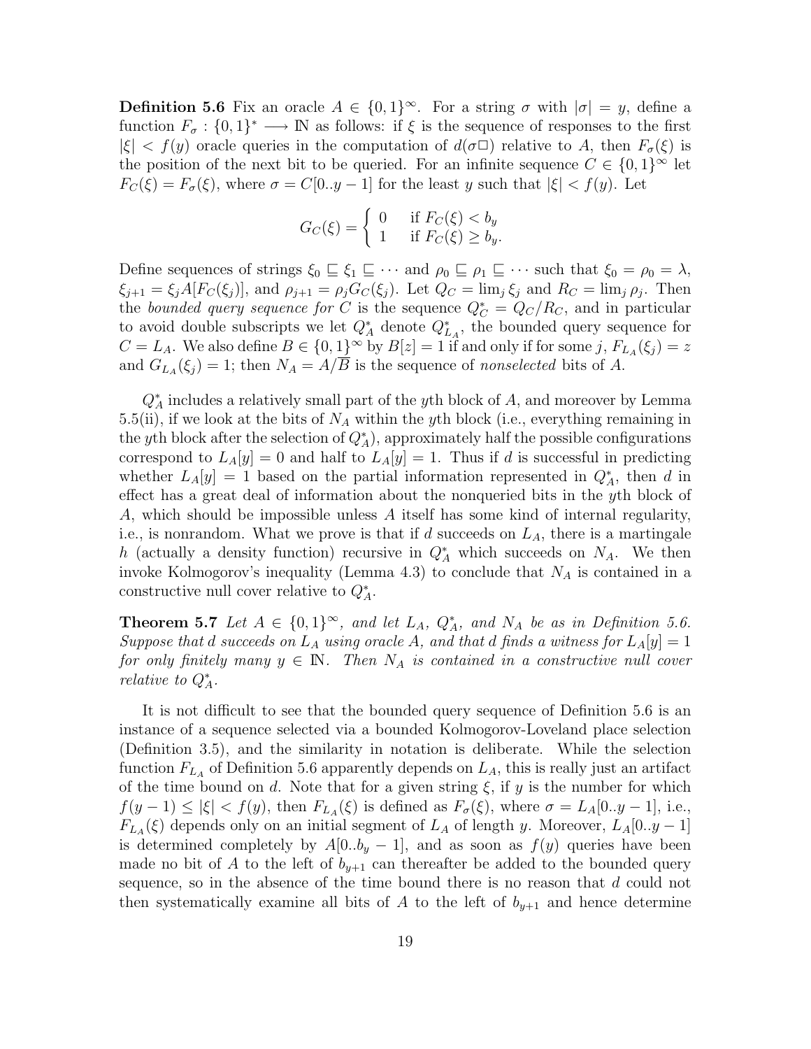**Definition 5.6** Fix an oracle $A \in \{0,1\}^\infty$. For a string $\sigma$ with $|\sigma| = y$, define a function $F_\sigma : \{0,1\}^* \longrightarrow \mathbb{N}$ as follows: if $\xi$ is the sequence of responses to the first $|\xi| < f(y)$ oracle queries in the computation of $d(\sigma\Box)$ relative to $A$, then $F_\sigma(\xi)$ is the position of the next bit to be queried. For an infinite sequence $C \in \{0,1\}^\infty$ let $F_C(\xi) = F_\sigma(\xi)$, where $\sigma = C[0..y-1]$ for the least $y$ such that $|\xi| < f(y)$. Let

$$G_C(\xi) = \begin{cases} 0 & \text{if } F_C(\xi) < b_y \\ 1 & \text{if } F_C(\xi) \geq b_y. \end{cases}$$

Define sequences of strings $\xi_0 \sqsubseteq \xi_1 \sqsubseteq \cdots$ and $\rho_0 \sqsubseteq \rho_1 \sqsubseteq \cdots$ such that $\xi_0 = \rho_0 = \lambda$, $\xi_{j+1} = \xi_j A[F_C(\xi_j)]$, and $\rho_{j+1} = \rho_j G_C(\xi_j)$. Let $Q_C = \lim_j \xi_j$ and $R_C = \lim_j \rho_j$. Then the *bounded query sequence for* $C$ is the sequence $Q_C^* = Q_C/R_C$, and in particular to avoid double subscripts we let $Q_A^*$ denote $Q_{L_A}^*$, the bounded query sequence for $C = L_A$. We also define $B \in \{0,1\}^\infty$ by $B[z] = 1$ if and only if for some $j$, $F_{L_A}(\xi_j) = z$ and $G_{L_A}(\xi_j) = 1$; then $N_A = A/\overline{B}$ is the sequence of *nonselected* bits of $A$.

$Q_A^*$ includes a relatively small part of the $y$th block of $A$, and moreover by Lemma 5.5(ii), if we look at the bits of $N_A$ within the $y$th block (i.e., everything remaining in the $y$th block after the selection of $Q_A^*$), approximately half the possible configurations correspond to $L_A[y] = 0$ and half to $L_A[y] = 1$. Thus if $d$ is successful in predicting whether $L_A[y] = 1$ based on the partial information represented in $Q_A^*$, then $d$ in effect has a great deal of information about the nonqueried bits in the $y$th block of $A$, which should be impossible unless $A$ itself has some kind of internal regularity, i.e., is nonrandom. What we prove is that if $d$ succeeds on $L_A$, there is a martingale $h$ (actually a density function) recursive in $Q_A^*$ which succeeds on $N_A$. We then invoke Kolmogorov's inequality (Lemma 4.3) to conclude that $N_A$ is contained in a constructive null cover relative to $Q_A^*$.

**Theorem 5.7** *Let $A \in \{0,1\}^\infty$, and let $L_A$, $Q_A^*$, and $N_A$ be as in Definition 5.6. Suppose that $d$ succeeds on $L_A$ using oracle $A$, and that $d$ finds a witness for $L_A[y] = 1$ for only finitely many $y \in \mathbb{N}$. Then $N_A$ is contained in a constructive null cover relative to $Q_A^*$.*

It is not difficult to see that the bounded query sequence of Definition 5.6 is an instance of a sequence selected via a bounded Kolmogorov-Loveland place selection (Definition 3.5), and the similarity in notation is deliberate. While the selection function $F_{L_A}$ of Definition 5.6 apparently depends on $L_A$, this is really just an artifact of the time bound on $d$. Note that for a given string $\xi$, if $y$ is the number for which $f(y-1) \leq |\xi| < f(y)$, then $F_{L_A}(\xi)$ is defined as $F_\sigma(\xi)$, where $\sigma = L_A[0..y-1]$, i.e., $F_{L_A}(\xi)$ depends only on an initial segment of $L_A$ of length $y$. Moreover, $L_A[0..y-1]$ is determined completely by $A[0..b_y - 1]$, and as soon as $f(y)$ queries have been made no bit of $A$ to the left of $b_{y+1}$ can thereafter be added to the bounded query sequence, so in the absence of the time bound there is no reason that $d$ could not then systematically examine all bits of $A$ to the left of $b_{y+1}$ and hence determine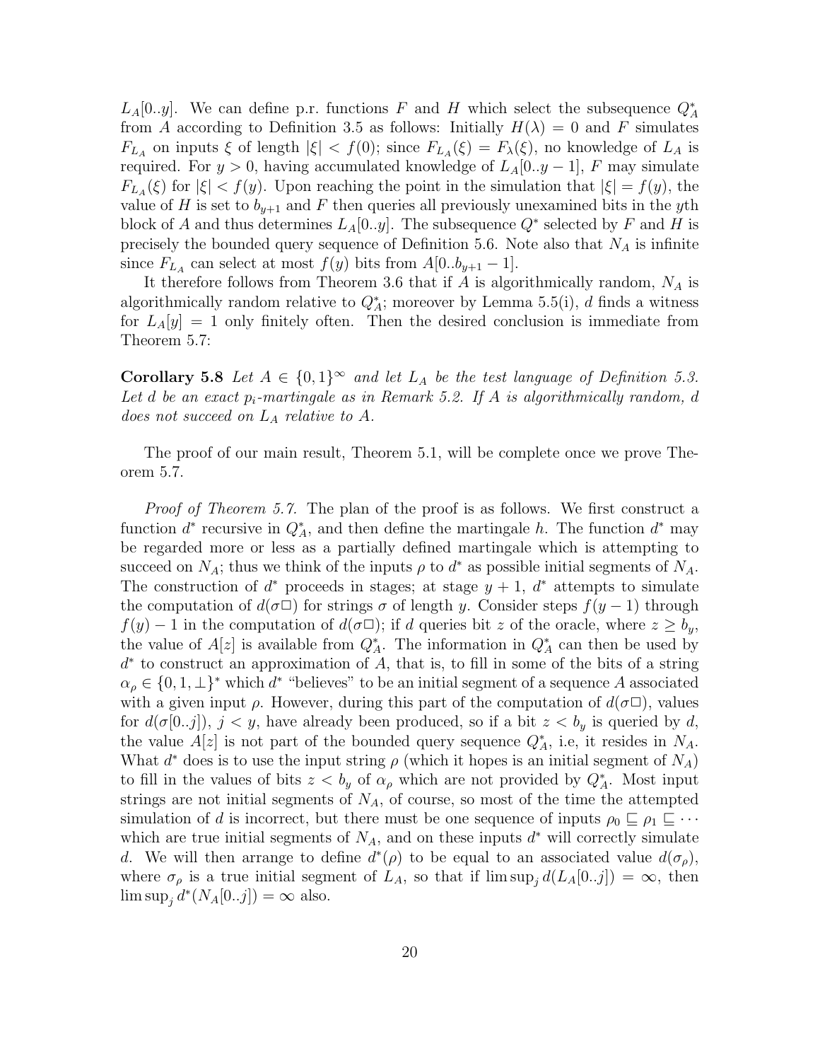$L_A[0..y]$. We can define p.r. functions $F$ and $H$ which select the subsequence $Q^*_A$ from $A$ according to Definition 3.5 as follows: Initially $H(\lambda) = 0$ and $F$ simulates $F_{L_A}$ on inputs $\xi$ of length $|\xi| < f(0)$; since $F_{L_A}(\xi) = F_\lambda(\xi)$, no knowledge of $L_A$ is required. For $y > 0$, having accumulated knowledge of $L_A[0..y-1]$, $F$ may simulate $F_{L_A}(\xi)$ for $|\xi| < f(y)$. Upon reaching the point in the simulation that $|\xi| = f(y)$, the value of $H$ is set to $b_{y+1}$ and $F$ then queries all previously unexamined bits in the $y$th block of $A$ and thus determines $L_A[0..y]$. The subsequence $Q^*$ selected by $F$ and $H$ is precisely the bounded query sequence of Definition 5.6. Note also that $N_A$ is infinite since $F_{L_A}$ can select at most $f(y)$ bits from $A[0..b_{y+1} - 1]$.

It therefore follows from Theorem 3.6 that if $A$ is algorithmically random, $N_A$ is algorithmically random relative to $Q^*_A$; moreover by Lemma 5.5(i), $d$ finds a witness for $L_A[y] = 1$ only finitely often. Then the desired conclusion is immediate from Theorem 5.7:

**Corollary 5.8** *Let $A \in \{0,1\}^\infty$ and let $L_A$ be the test language of Definition 5.3. Let $d$ be an exact $p_i$-martingale as in Remark 5.2. If $A$ is algorithmically random, $d$ does not succeed on $L_A$ relative to $A$.*

The proof of our main result, Theorem 5.1, will be complete once we prove Theorem 5.7.

*Proof of Theorem 5.7.* The plan of the proof is as follows. We first construct a function $d^*$ recursive in $Q^*_A$, and then define the martingale $h$. The function $d^*$ may be regarded more or less as a partially defined martingale which is attempting to succeed on $N_A$; thus we think of the inputs $\rho$ to $d^*$ as possible initial segments of $N_A$. The construction of $d^*$ proceeds in stages; at stage $y+1$, $d^*$ attempts to simulate the computation of $d(\sigma\Box)$ for strings $\sigma$ of length $y$. Consider steps $f(y-1)$ through $f(y) - 1$ in the computation of $d(\sigma\Box)$; if $d$ queries bit $z$ of the oracle, where $z \geq b_y$, the value of $A[z]$ is available from $Q^*_A$. The information in $Q^*_A$ can then be used by $d^*$ to construct an approximation of $A$, that is, to fill in some of the bits of a string $\alpha_\rho \in \{0, 1, \perp\}^*$ which $d^*$ "believes" to be an initial segment of a sequence $A$ associated with a given input $\rho$. However, during this part of the computation of $d(\sigma\Box)$, values for $d(\sigma[0..j])$, $j < y$, have already been produced, so if a bit $z < b_y$ is queried by $d$, the value $A[z]$ is not part of the bounded query sequence $Q^*_A$, i.e, it resides in $N_A$. What $d^*$ does is to use the input string $\rho$ (which it hopes is an initial segment of $N_A$) to fill in the values of bits $z < b_y$ of $\alpha_\rho$ which are not provided by $Q^*_A$. Most input strings are not initial segments of $N_A$, of course, so most of the time the attempted simulation of $d$ is incorrect, but there must be one sequence of inputs $\rho_0 \sqsubseteq \rho_1 \sqsubseteq \cdots$ which are true initial segments of $N_A$, and on these inputs $d^*$ will correctly simulate $d$. We will then arrange to define $d^*(\rho)$ to be equal to an associated value $d(\sigma_\rho)$, where $\sigma_\rho$ is a true initial segment of $L_A$, so that if $\limsup_j d(L_A[0..j]) = \infty$, then $\limsup_j d^*(N_A[0..j]) = \infty$ also.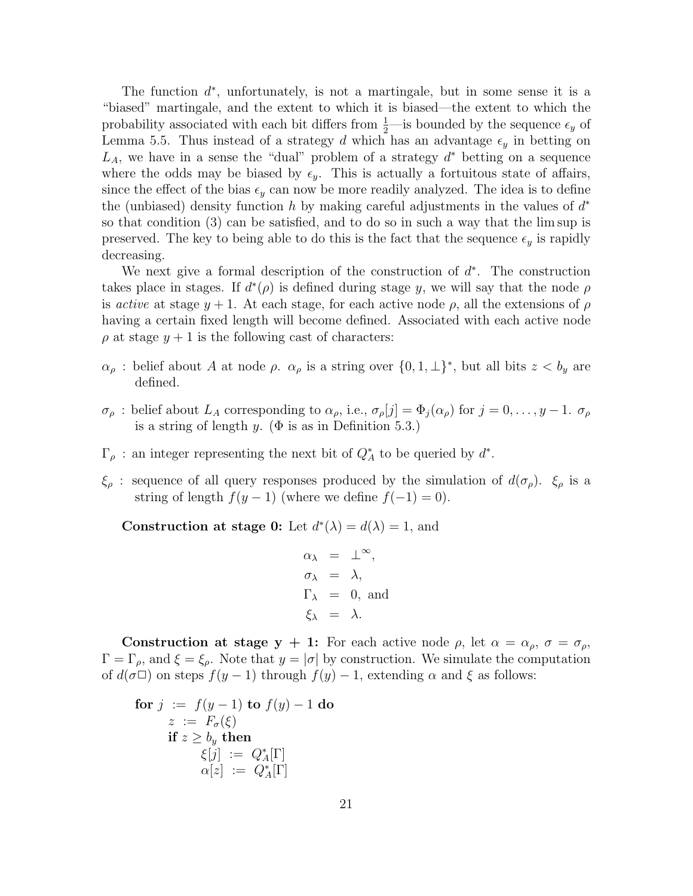The function $d^*$, unfortunately, is not a martingale, but in some sense it is a "biased" martingale, and the extent to which it is biased—the extent to which the probability associated with each bit differs from $\frac{1}{2}$—is bounded by the sequence $\epsilon_y$ of Lemma 5.5. Thus instead of a strategy $d$ which has an advantage $\epsilon_y$ in betting on $L_A$, we have in a sense the "dual" problem of a strategy $d^*$ betting on a sequence where the odds may be biased by $\epsilon_y$. This is actually a fortuitous state of affairs, since the effect of the bias $\epsilon_y$ can now be more readily analyzed. The idea is to define the (unbiased) density function $h$ by making careful adjustments in the values of $d^*$ so that condition (3) can be satisfied, and to do so in such a way that the lim sup is preserved. The key to being able to do this is the fact that the sequence $\epsilon_y$ is rapidly decreasing.

We next give a formal description of the construction of $d^*$. The construction takes place in stages. If $d^*(\rho)$ is defined during stage $y$, we will say that the node $\rho$ is *active* at stage $y+1$. At each stage, for each active node $\rho$, all the extensions of $\rho$ having a certain fixed length will become defined. Associated with each active node $\rho$ at stage $y+1$ is the following cast of characters:

$\alpha_\rho$ : belief about $A$ at node $\rho$. $\alpha_\rho$ is a string over $\{0, 1, \perp\}^*$, but all bits $z < b_y$ are defined.

$\sigma_\rho$ : belief about $L_A$ corresponding to $\alpha_\rho$, i.e., $\sigma_\rho[j] = \Phi_j(\alpha_\rho)$ for $j = 0, \ldots, y-1$. $\sigma_\rho$ is a string of length $y$. ($\Phi$ is as in Definition 5.3.)

$\Gamma_\rho$ : an integer representing the next bit of $Q^*_A$ to be queried by $d^*$.

$\xi_\rho$ : sequence of all query responses produced by the simulation of $d(\sigma_\rho)$. $\xi_\rho$ is a string of length $f(y-1)$ (where we define $f(-1) = 0$).

**Construction at stage 0:** Let $d^*(\lambda) = d(\lambda) = 1$, and

$$\begin{aligned}
\alpha_\lambda &= \perp^\infty, \\
\sigma_\lambda &= \lambda, \\
\Gamma_\lambda &= 0, \text{ and} \\
\xi_\lambda &= \lambda.
\end{aligned}$$

**Construction at stage y + 1:** For each active node $\rho$, let $\alpha = \alpha_\rho$, $\sigma = \sigma_\rho$, $\Gamma = \Gamma_\rho$, and $\xi = \xi_\rho$. Note that $y = |\sigma|$ by construction. We simulate the computation of $d(\sigma\Box)$ on steps $f(y-1)$ through $f(y) - 1$, extending $\alpha$ and $\xi$ as follows:

```
for j := f(y−1) to f(y)−1 do
    z := F_σ(ξ)
    if z ≥ b_y then
        ξ[j] := Q*_A[Γ]
        α[z] := Q*_A[Γ]
```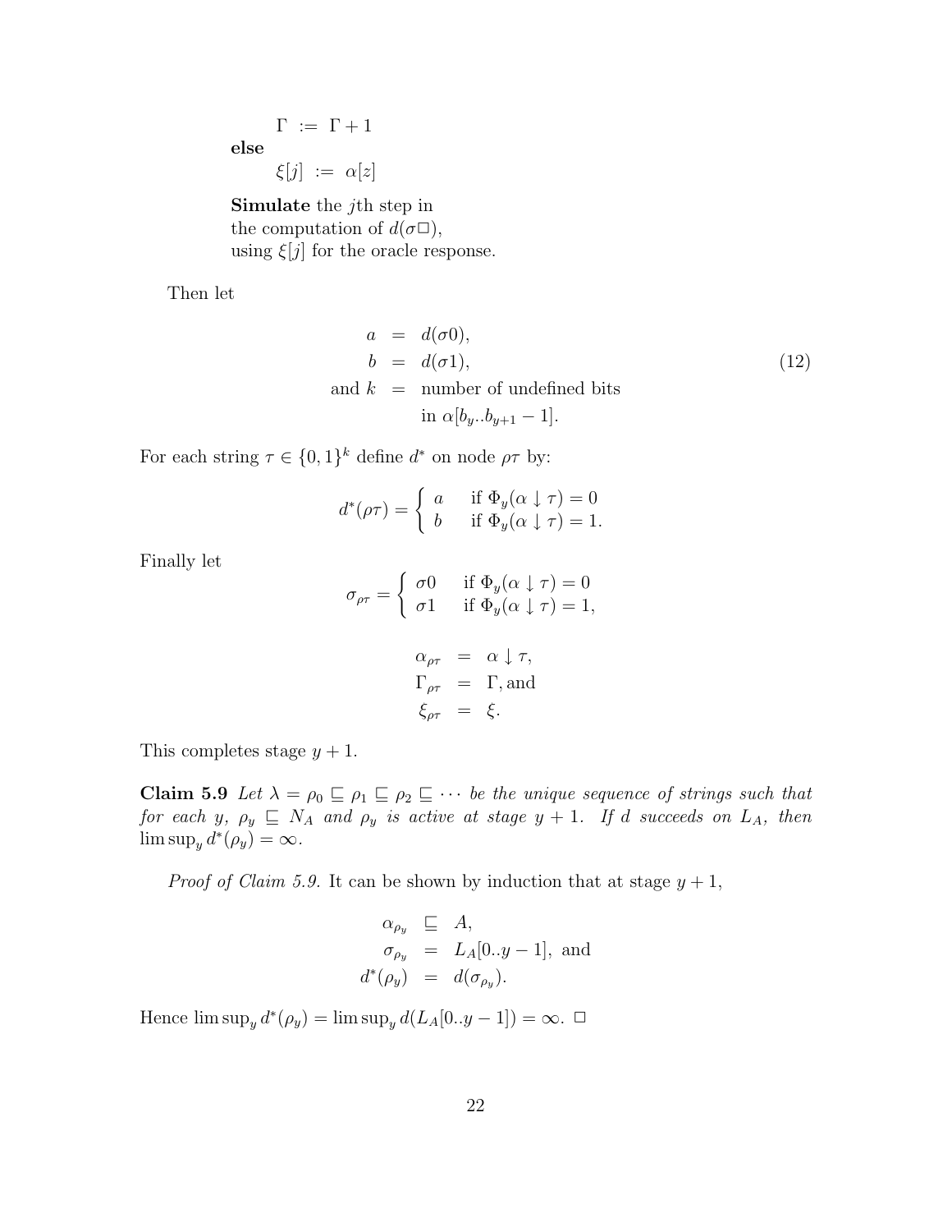$\Gamma \;:=\; \Gamma + 1$

**else**

$\xi[j] \;:=\; \alpha[z]$

**Simulate** the $j$th step in
the computation of $d(\sigma\Box)$,
using $\xi[j]$ for the oracle response.

Then let

$$
\begin{aligned}
a &= d(\sigma 0), \\
b &= d(\sigma 1), \\
\text{and } k &= \text{number of undefined bits} \\
&\quad\; \text{in } \alpha[b_y..b_{y+1}-1].
\end{aligned}
\tag{12}
$$

For each string $\tau \in \{0,1\}^k$ define $d^*$ on node $\rho\tau$ by:

$$
d^*(\rho\tau) = \begin{cases} a & \text{if } \Phi_y(\alpha \downarrow \tau) = 0 \\ b & \text{if } \Phi_y(\alpha \downarrow \tau) = 1. \end{cases}
$$

Finally let

$$
\sigma_{\rho\tau} = \begin{cases} \sigma 0 & \text{if } \Phi_y(\alpha \downarrow \tau) = 0 \\ \sigma 1 & \text{if } \Phi_y(\alpha \downarrow \tau) = 1, \end{cases}
$$

$$
\begin{aligned}
\alpha_{\rho\tau} &= \alpha \downarrow \tau, \\
\Gamma_{\rho\tau} &= \Gamma, \text{and} \\
\xi_{\rho\tau} &= \xi.
\end{aligned}
$$

This completes stage $y+1$.

**Claim 5.9** *Let $\lambda = \rho_0 \sqsubseteq \rho_1 \sqsubseteq \rho_2 \sqsubseteq \cdots$ be the unique sequence of strings such that for each $y$, $\rho_y \sqsubseteq N_A$ and $\rho_y$ is active at stage $y+1$. If $d$ succeeds on $L_A$, then $\limsup_y d^*(\rho_y) = \infty$.*

*Proof of Claim 5.9.* It can be shown by induction that at stage $y+1$,

$$
\begin{aligned}
\alpha_{\rho_y} &\sqsubseteq A, \\
\sigma_{\rho_y} &= L_A[0..y-1], \text{ and} \\
d^*(\rho_y) &= d(\sigma_{\rho_y}).
\end{aligned}
$$

Hence $\limsup_y d^*(\rho_y) = \limsup_y d(L_A[0..y-1]) = \infty$. □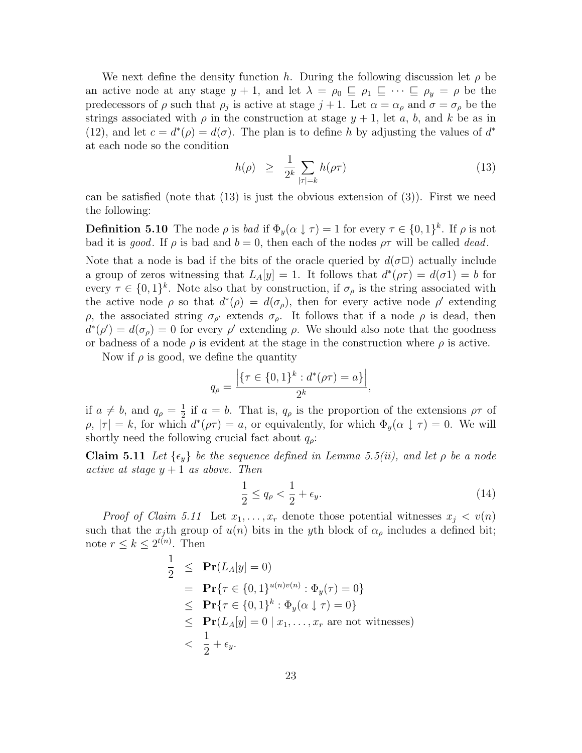We next define the density function $h$. During the following discussion let $\rho$ be an active node at any stage $y+1$, and let $\lambda = \rho_0 \sqsubseteq \rho_1 \sqsubseteq \cdots \sqsubseteq \rho_y = \rho$ be the predecessors of $\rho$ such that $\rho_j$ is active at stage $j+1$. Let $\alpha = \alpha_\rho$ and $\sigma = \sigma_\rho$ be the strings associated with $\rho$ in the construction at stage $y+1$, let $a$, $b$, and $k$ be as in (12), and let $c = d^*(\rho) = d(\sigma)$. The plan is to define $h$ by adjusting the values of $d^*$ at each node so the condition

$$h(\rho) \;\; \geq \;\; \frac{1}{2^k} \sum_{|\tau|=k} h(\rho\tau) \tag{13}$$

can be satisfied (note that (13) is just the obvious extension of (3)). First we need the following:

**Definition 5.10** The node $\rho$ is *bad* if $\Phi_y(\alpha \downarrow \tau) = 1$ for every $\tau \in \{0,1\}^k$. If $\rho$ is not bad it is *good*. If $\rho$ is bad and $b = 0$, then each of the nodes $\rho\tau$ will be called *dead*.

Note that a node is bad if the bits of the oracle queried by $d(\sigma\Box)$ actually include a group of zeros witnessing that $L_A[y] = 1$. It follows that $d^*(\rho\tau) = d(\sigma 1) = b$ for every $\tau \in \{0,1\}^k$. Note also that by construction, if $\sigma_\rho$ is the string associated with the active node $\rho$ so that $d^*(\rho) = d(\sigma_\rho)$, then for every active node $\rho'$ extending $\rho$, the associated string $\sigma_{\rho'}$ extends $\sigma_\rho$. It follows that if a node $\rho$ is dead, then $d^*(\rho') = d(\sigma_\rho) = 0$ for every $\rho'$ extending $\rho$. We should also note that the goodness or badness of a node $\rho$ is evident at the stage in the construction where $\rho$ is active.

Now if $\rho$ is good, we define the quantity

$$q_\rho = \frac{\left|\{\tau \in \{0,1\}^k : d^*(\rho\tau) = a\}\right|}{2^k},$$

if $a \neq b$, and $q_\rho = \frac{1}{2}$ if $a = b$. That is, $q_\rho$ is the proportion of the extensions $\rho\tau$ of $\rho$, $|\tau| = k$, for which $d^*(\rho\tau) = a$, or equivalently, for which $\Phi_y(\alpha \downarrow \tau) = 0$. We will shortly need the following crucial fact about $q_\rho$:

**Claim 5.11** *Let $\{\epsilon_y\}$ be the sequence defined in Lemma 5.5(ii), and let $\rho$ be a node active at stage $y+1$ as above. Then*

$$\frac{1}{2} \leq q_\rho < \frac{1}{2} + \epsilon_y. \tag{14}$$

*Proof of Claim 5.11* Let $x_1, \ldots, x_r$ denote those potential witnesses $x_j < v(n)$ such that the $x_j$th group of $u(n)$ bits in the $y$th block of $\alpha_\rho$ includes a defined bit; note $r \leq k \leq 2^{t(n)}$. Then

$$\begin{aligned}
\frac{1}{2} &\leq \mathbf{Pr}(L_A[y] = 0) \\
&= \mathbf{Pr}\{\tau \in \{0,1\}^{u(n)v(n)} : \Phi_y(\tau) = 0\} \\
&\leq \mathbf{Pr}\{\tau \in \{0,1\}^k : \Phi_y(\alpha \downarrow \tau) = 0\} \\
&\leq \mathbf{Pr}(L_A[y] = 0 \mid x_1, \ldots, x_r \text{ are not witnesses}) \\
&< \frac{1}{2} + \epsilon_y.
\end{aligned}$$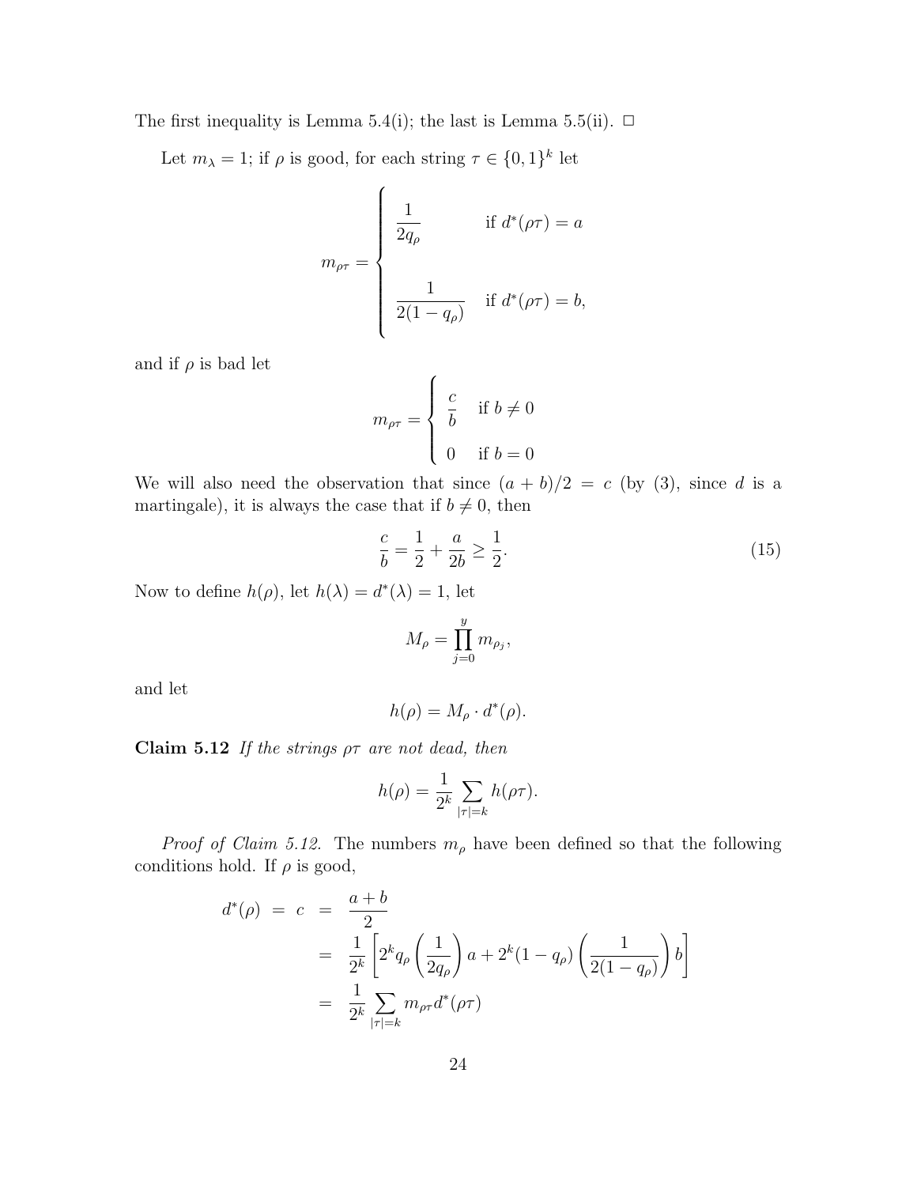The first inequality is Lemma 5.4(i); the last is Lemma 5.5(ii). □

Let $m_\lambda = 1$; if $\rho$ is good, for each string $\tau \in \{0,1\}^k$ let

$$m_{\rho\tau} = \begin{cases} \dfrac{1}{2q_\rho} & \text{if } d^*(\rho\tau) = a \\[2em] \dfrac{1}{2(1-q_\rho)} & \text{if } d^*(\rho\tau) = b, \end{cases}$$

and if $\rho$ is bad let

$$m_{\rho\tau} = \begin{cases} \dfrac{c}{b} & \text{if } b \neq 0 \\[1em] 0 & \text{if } b = 0 \end{cases}$$

We will also need the observation that since $(a+b)/2 = c$ (by (3), since $d$ is a martingale), it is always the case that if $b \neq 0$, then

$$\frac{c}{b} = \frac{1}{2} + \frac{a}{2b} \geq \frac{1}{2}. \tag{15}$$

Now to define $h(\rho)$, let $h(\lambda) = d^*(\lambda) = 1$, let

$$M_\rho = \prod_{j=0}^{y} m_{\rho_j},$$

and let

$$h(\rho) = M_\rho \cdot d^*(\rho).$$

**Claim 5.12** *If the strings $\rho\tau$ are not dead, then*

$$h(\rho) = \frac{1}{2^k} \sum_{|\tau|=k} h(\rho\tau).$$

*Proof of Claim 5.12.* The numbers $m_\rho$ have been defined so that the following conditions hold. If $\rho$ is good,

$$\begin{aligned} d^*(\rho) \;=\; c \;&=\; \frac{a+b}{2} \\ &=\; \frac{1}{2^k}\left[2^k q_\rho \left(\frac{1}{2q_\rho}\right) a + 2^k(1-q_\rho)\left(\frac{1}{2(1-q_\rho)}\right) b\right] \\ &=\; \frac{1}{2^k} \sum_{|\tau|=k} m_{\rho\tau} d^*(\rho\tau) \end{aligned}$$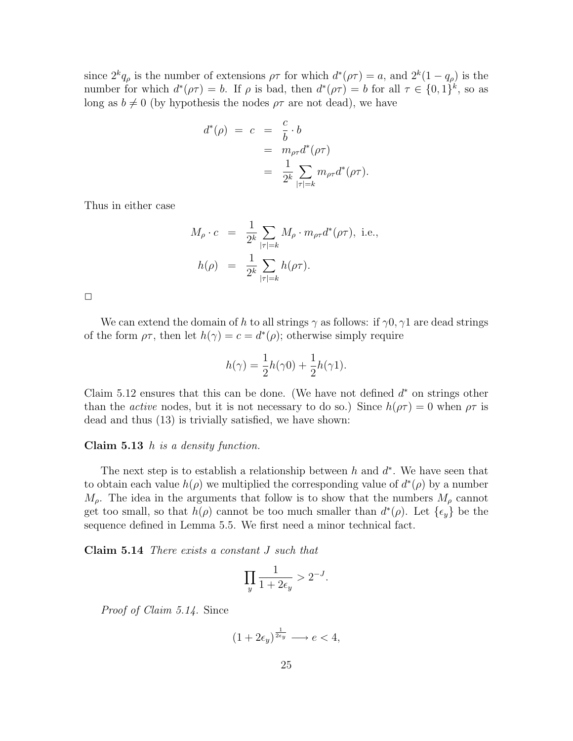since $2^k q_\rho$ is the number of extensions $\rho\tau$ for which $d^*(\rho\tau) = a$, and $2^k(1 - q_\rho)$ is the number for which $d^*(\rho\tau) = b$. If $\rho$ is bad, then $d^*(\rho\tau) = b$ for all $\tau \in \{0,1\}^k$, so as long as $b \neq 0$ (by hypothesis the nodes $\rho\tau$ are not dead), we have

$$
\begin{aligned}
d^*(\rho) \;=\; c \;&=\; \frac{c}{b} \cdot b \\
&=\; m_{\rho\tau} d^*(\rho\tau) \\
&=\; \frac{1}{2^k} \sum_{|\tau|=k} m_{\rho\tau} d^*(\rho\tau).
\end{aligned}
$$

Thus in either case

$$
\begin{aligned}
M_\rho \cdot c \;&=\; \frac{1}{2^k} \sum_{|\tau|=k} M_\rho \cdot m_{\rho\tau} d^*(\rho\tau), \text{ i.e.,} \\
h(\rho) \;&=\; \frac{1}{2^k} \sum_{|\tau|=k} h(\rho\tau).
\end{aligned}
$$

□

We can extend the domain of $h$ to all strings $\gamma$ as follows: if $\gamma 0, \gamma 1$ are dead strings of the form $\rho\tau$, then let $h(\gamma) = c = d^*(\rho)$; otherwise simply require

$$
h(\gamma) = \frac{1}{2} h(\gamma 0) + \frac{1}{2} h(\gamma 1).
$$

Claim 5.12 ensures that this can be done. (We have not defined $d^*$ on strings other than the *active* nodes, but it is not necessary to do so.) Since $h(\rho\tau) = 0$ when $\rho\tau$ is dead and thus (13) is trivially satisfied, we have shown:

**Claim 5.13** *$h$ is a density function.*

The next step is to establish a relationship between $h$ and $d^*$. We have seen that to obtain each value $h(\rho)$ we multiplied the corresponding value of $d^*(\rho)$ by a number $M_\rho$. The idea in the arguments that follow is to show that the numbers $M_\rho$ cannot get too small, so that $h(\rho)$ cannot be too much smaller than $d^*(\rho)$. Let $\{\epsilon_y\}$ be the sequence defined in Lemma 5.5. We first need a minor technical fact.

**Claim 5.14** *There exists a constant $J$ such that*

$$
\prod_y \frac{1}{1 + 2\epsilon_y} > 2^{-J}.
$$

*Proof of Claim 5.14.* Since

$$
(1 + 2\epsilon_y)^{\frac{1}{2\epsilon_y}} \longrightarrow e < 4,
$$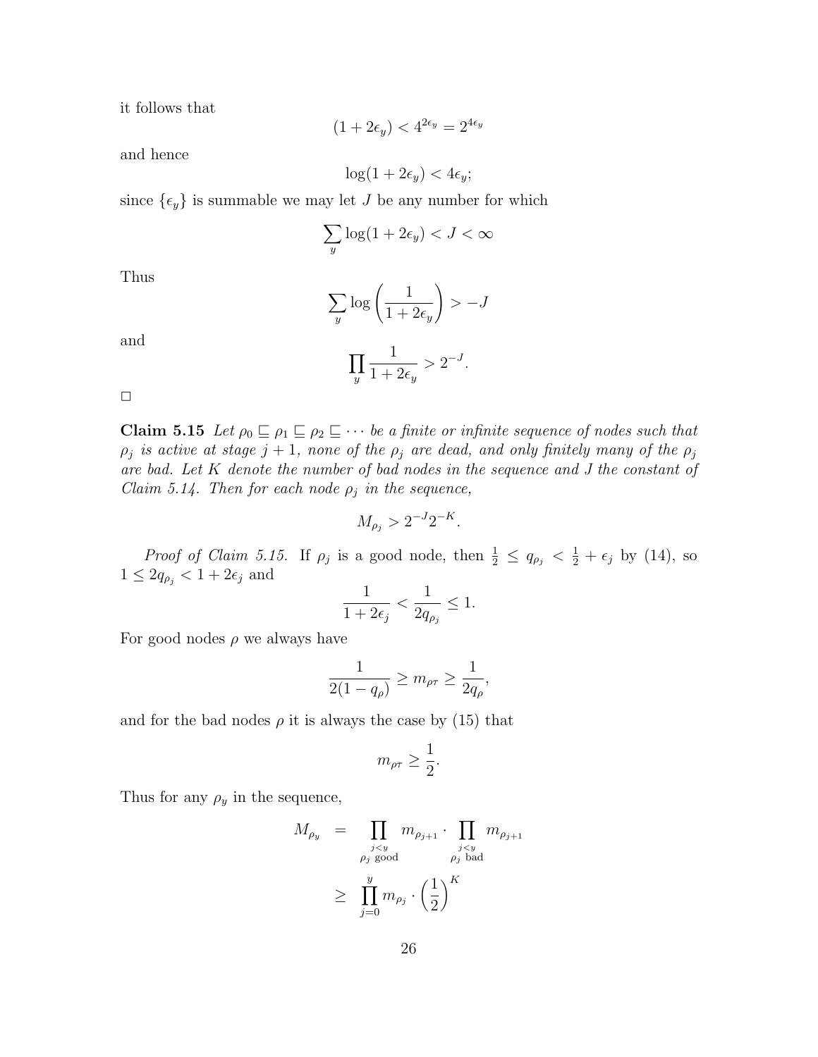it follows that

$$(1 + 2\epsilon_y) < 4^{2\epsilon_y} = 2^{4\epsilon_y}$$

and hence

$$\log(1 + 2\epsilon_y) < 4\epsilon_y;$$

since $\{\epsilon_y\}$ is summable we may let $J$ be any number for which

$$\sum_y \log(1 + 2\epsilon_y) < J < \infty$$

Thus

$$\sum_y \log\left(\frac{1}{1 + 2\epsilon_y}\right) > -J$$

and

$$\prod_y \frac{1}{1 + 2\epsilon_y} > 2^{-J}.$$

□

**Claim 5.15** *Let $\rho_0 \sqsubseteq \rho_1 \sqsubseteq \rho_2 \sqsubseteq \cdots$ be a finite or infinite sequence of nodes such that $\rho_j$ is active at stage $j+1$, none of the $\rho_j$ are dead, and only finitely many of the $\rho_j$ are bad. Let $K$ denote the number of bad nodes in the sequence and $J$ the constant of Claim 5.14. Then for each node $\rho_j$ in the sequence,*

$$M_{\rho_j} > 2^{-J} 2^{-K}.$$

*Proof of Claim 5.15.* If $\rho_j$ is a good node, then $\frac{1}{2} \leq q_{\rho_j} < \frac{1}{2} + \epsilon_j$ by (14), so $1 \leq 2q_{\rho_j} < 1 + 2\epsilon_j$ and

$$\frac{1}{1 + 2\epsilon_j} < \frac{1}{2q_{\rho_j}} \leq 1.$$

For good nodes $\rho$ we always have

$$\frac{1}{2(1 - q_\rho)} \geq m_{\rho\tau} \geq \frac{1}{2q_\rho},$$

and for the bad nodes $\rho$ it is always the case by (15) that

$$m_{\rho\tau} \geq \frac{1}{2}.$$

Thus for any $\rho_y$ in the sequence,

$$\begin{aligned} M_{\rho_y} &= \prod_{\substack{j<y \\ \rho_j \text{ good}}} m_{\rho_{j+1}} \cdot \prod_{\substack{j<y \\ \rho_j \text{ bad}}} m_{\rho_{j+1}} \\ &\geq \prod_{j=0}^{y} m_{\rho_j} \cdot \left(\frac{1}{2}\right)^K \end{aligned}$$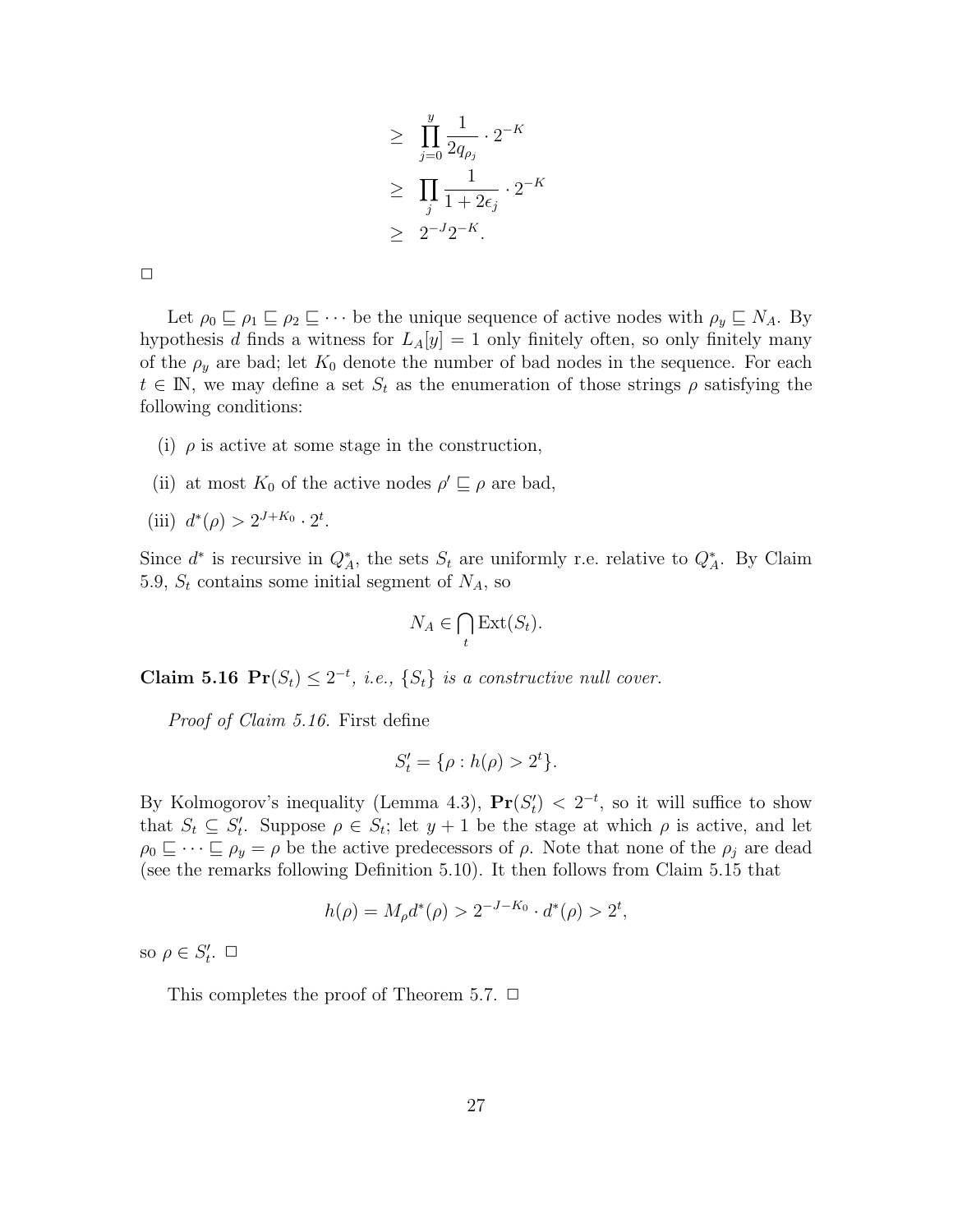$$
\begin{aligned}
&\geq \prod_{j=0}^{y} \frac{1}{2q_{\rho_j}} \cdot 2^{-K} \\
&\geq \prod_{j} \frac{1}{1+2\epsilon_j} \cdot 2^{-K} \\
&\geq 2^{-J} 2^{-K}.
\end{aligned}
$$

□

Let $\rho_0 \sqsubseteq \rho_1 \sqsubseteq \rho_2 \sqsubseteq \cdots$ be the unique sequence of active nodes with $\rho_y \sqsubseteq N_A$. By hypothesis $d$ finds a witness for $L_A[y] = 1$ only finitely often, so only finitely many of the $\rho_y$ are bad; let $K_0$ denote the number of bad nodes in the sequence. For each $t \in \mathbb{N}$, we may define a set $S_t$ as the enumeration of those strings $\rho$ satisfying the following conditions:

(i) $\rho$ is active at some stage in the construction,

(ii) at most $K_0$ of the active nodes $\rho' \sqsubseteq \rho$ are bad,

(iii) $d^*(\rho) > 2^{J+K_0} \cdot 2^t$.

Since $d^*$ is recursive in $Q_A^*$, the sets $S_t$ are uniformly r.e. relative to $Q_A^*$. By Claim 5.9, $S_t$ contains some initial segment of $N_A$, so

$$
N_A \in \bigcap_t \mathrm{Ext}(S_t).
$$

**Claim 5.16** $\mathbf{Pr}(S_t) \leq 2^{-t}$, *i.e.,* $\{S_t\}$ *is a constructive null cover.*

*Proof of Claim 5.16.* First define

$$
S'_t = \{\rho : h(\rho) > 2^t\}.
$$

By Kolmogorov's inequality (Lemma 4.3), $\mathbf{Pr}(S'_t) < 2^{-t}$, so it will suffice to show that $S_t \subseteq S'_t$. Suppose $\rho \in S_t$; let $y+1$ be the stage at which $\rho$ is active, and let $\rho_0 \sqsubseteq \cdots \sqsubseteq \rho_y = \rho$ be the active predecessors of $\rho$. Note that none of the $\rho_j$ are dead (see the remarks following Definition 5.10). It then follows from Claim 5.15 that

$$
h(\rho) = M_\rho d^*(\rho) > 2^{-J-K_0} \cdot d^*(\rho) > 2^t,
$$

so $\rho \in S'_t$. □

This completes the proof of Theorem 5.7. □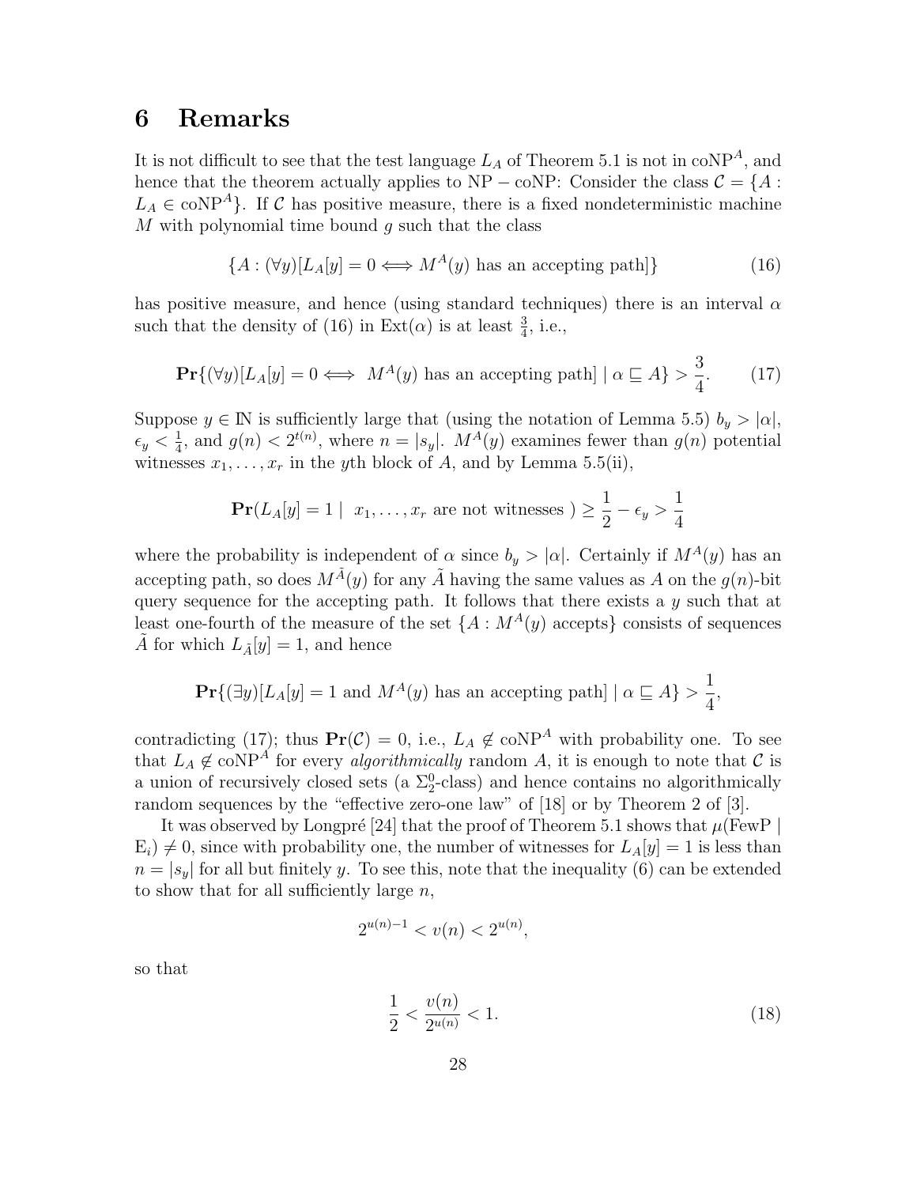# 6 Remarks

It is not difficult to see that the test language $L_A$ of Theorem 5.1 is not in $\mathrm{coNP}^A$, and hence that the theorem actually applies to NP − coNP: Consider the class $\mathcal{C} = \{A : L_A \in \mathrm{coNP}^A\}$. If $\mathcal{C}$ has positive measure, there is a fixed nondeterministic machine $M$ with polynomial time bound $g$ such that the class

$$\{A : (\forall y)[L_A[y] = 0 \iff M^A(y) \text{ has an accepting path}]\} \tag{16}$$

has positive measure, and hence (using standard techniques) there is an interval $\alpha$ such that the density of (16) in $\mathrm{Ext}(\alpha)$ is at least $\frac{3}{4}$, i.e.,

$$\mathbf{Pr}\{(\forall y)[L_A[y] = 0 \iff M^A(y) \text{ has an accepting path}] \mid \alpha \sqsubseteq A\} > \frac{3}{4}. \tag{17}$$

Suppose $y \in \mathbb{N}$ is sufficiently large that (using the notation of Lemma 5.5) $b_y > |\alpha|$, $\epsilon_y < \frac{1}{4}$, and $g(n) < 2^{t(n)}$, where $n = |s_y|$. $M^A(y)$ examines fewer than $g(n)$ potential witnesses $x_1, \ldots, x_r$ in the $y$th block of $A$, and by Lemma 5.5(ii),

$$\mathbf{Pr}(L_A[y] = 1 \mid \; x_1, \ldots, x_r \text{ are not witnesses }) \geq \frac{1}{2} - \epsilon_y > \frac{1}{4}$$

where the probability is independent of $\alpha$ since $b_y > |\alpha|$. Certainly if $M^A(y)$ has an accepting path, so does $M^{\tilde{A}}(y)$ for any $\tilde{A}$ having the same values as $A$ on the $g(n)$-bit query sequence for the accepting path. It follows that there exists a $y$ such that at least one-fourth of the measure of the set $\{A : M^A(y) \text{ accepts}\}$ consists of sequences $\tilde{A}$ for which $L_{\tilde{A}}[y] = 1$, and hence

$$\mathbf{Pr}\{(\exists y)[L_A[y] = 1 \text{ and } M^A(y) \text{ has an accepting path}] \mid \alpha \sqsubseteq A\} > \frac{1}{4},$$

contradicting (17); thus $\mathbf{Pr}(\mathcal{C}) = 0$, i.e., $L_A \notin \mathrm{coNP}^A$ with probability one. To see that $L_A \notin \mathrm{coNP}^A$ for every *algorithmically* random $A$, it is enough to note that $\mathcal{C}$ is a union of recursively closed sets (a $\Sigma^0_2$-class) and hence contains no algorithmically random sequences by the "effective zero-one law" of [18] or by Theorem 2 of [3].

It was observed by Longpré [24] that the proof of Theorem 5.1 shows that $\mu(\mathrm{FewP} \mid \mathrm{E}_i) \neq 0$, since with probability one, the number of witnesses for $L_A[y] = 1$ is less than $n = |s_y|$ for all but finitely $y$. To see this, note that the inequality (6) can be extended to show that for all sufficiently large $n$,

$$2^{u(n)-1} < v(n) < 2^{u(n)},$$

so that

$$\frac{1}{2} < \frac{v(n)}{2^{u(n)}} < 1. \tag{18}$$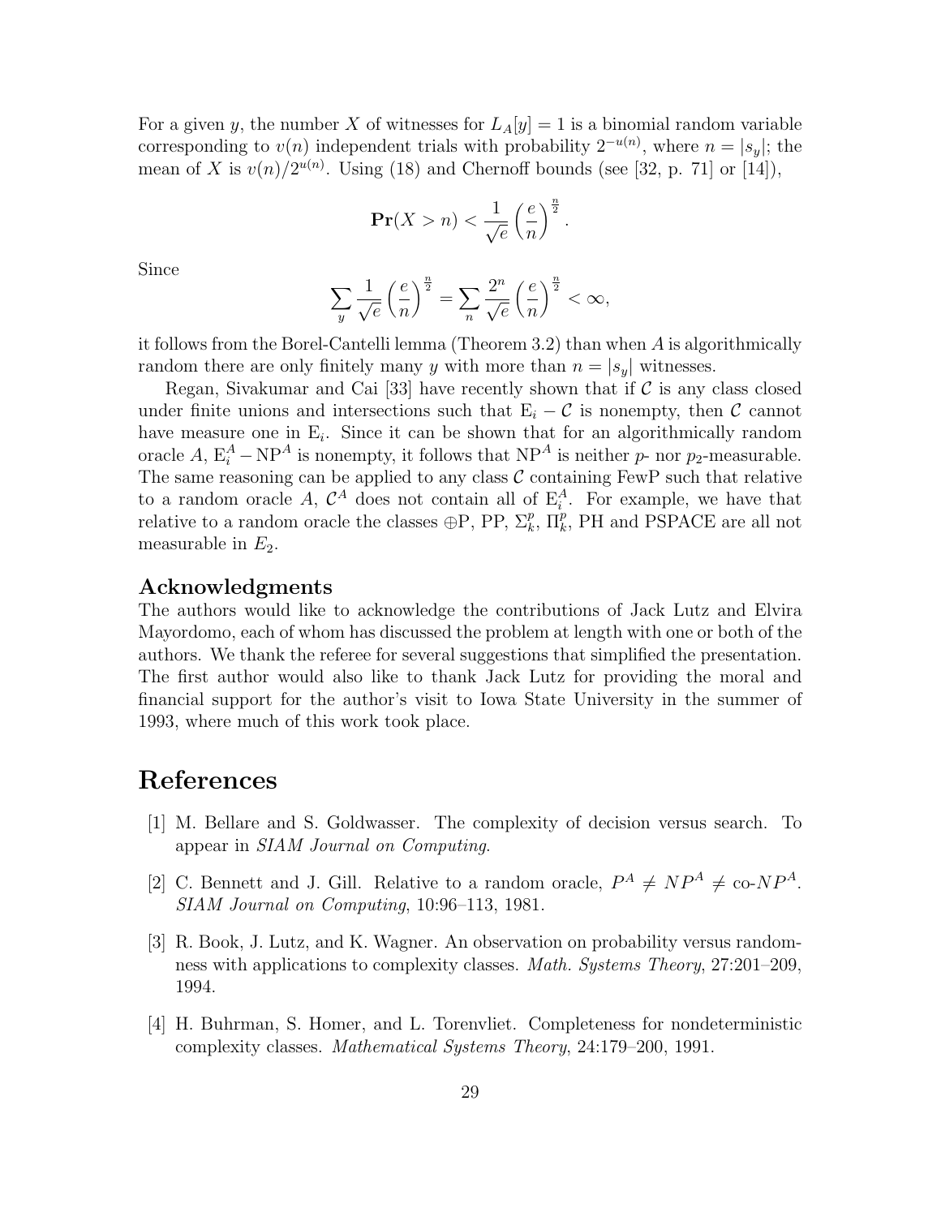For a given $y$, the number $X$ of witnesses for $L_A[y] = 1$ is a binomial random variable corresponding to $v(n)$ independent trials with probability $2^{-u(n)}$, where $n = |s_y|$; the mean of $X$ is $v(n)/2^{u(n)}$. Using (18) and Chernoff bounds (see [32, p. 71] or [14]),

$$\mathbf{Pr}(X > n) < \frac{1}{\sqrt{e}} \left(\frac{e}{n}\right)^{\frac{n}{2}}.$$

Since

$$\sum_y \frac{1}{\sqrt{e}} \left(\frac{e}{n}\right)^{\frac{n}{2}} = \sum_n \frac{2^n}{\sqrt{e}} \left(\frac{e}{n}\right)^{\frac{n}{2}} < \infty,$$

it follows from the Borel-Cantelli lemma (Theorem 3.2) than when $A$ is algorithmically random there are only finitely many $y$ with more than $n = |s_y|$ witnesses.

Regan, Sivakumar and Cai [33] have recently shown that if $\mathcal{C}$ is any class closed under finite unions and intersections such that $\mathrm{E}_i - \mathcal{C}$ is nonempty, then $\mathcal{C}$ cannot have measure one in $\mathrm{E}_i$. Since it can be shown that for an algorithmically random oracle $A$, $\mathrm{E}_i^A - \mathrm{NP}^A$ is nonempty, it follows that $\mathrm{NP}^A$ is neither $p$- nor $p_2$-measurable. The same reasoning can be applied to any class $\mathcal{C}$ containing FewP such that relative to a random oracle $A$, $\mathcal{C}^A$ does not contain all of $\mathrm{E}_i^A$. For example, we have that relative to a random oracle the classes $\oplus$P, PP, $\Sigma_k^p$, $\Pi_k^p$, PH and PSPACE are all not measurable in $E_2$.

### Acknowledgments

The authors would like to acknowledge the contributions of Jack Lutz and Elvira Mayordomo, each of whom has discussed the problem at length with one or both of the authors. We thank the referee for several suggestions that simplified the presentation. The first author would also like to thank Jack Lutz for providing the moral and financial support for the author's visit to Iowa State University in the summer of 1993, where much of this work took place.

## References

[1] M. Bellare and S. Goldwasser. The complexity of decision versus search. To appear in *SIAM Journal on Computing*.

[2] C. Bennett and J. Gill. Relative to a random oracle, $P^A \neq NP^A \neq$ co-$NP^A$. *SIAM Journal on Computing*, 10:96–113, 1981.

[3] R. Book, J. Lutz, and K. Wagner. An observation on probability versus randomness with applications to complexity classes. *Math. Systems Theory*, 27:201–209, 1994.

[4] H. Buhrman, S. Homer, and L. Torenvliet. Completeness for nondeterministic complexity classes. *Mathematical Systems Theory*, 24:179–200, 1991.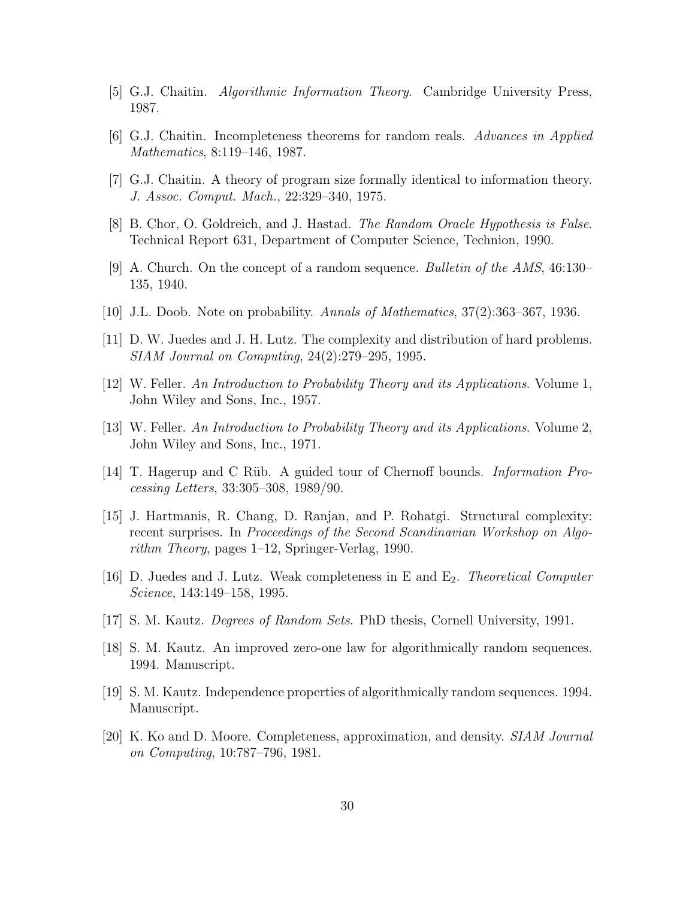[5] G.J. Chaitin. *Algorithmic Information Theory*. Cambridge University Press, 1987.

[6] G.J. Chaitin. Incompleteness theorems for random reals. *Advances in Applied Mathematics*, 8:119–146, 1987.

[7] G.J. Chaitin. A theory of program size formally identical to information theory. *J. Assoc. Comput. Mach.*, 22:329–340, 1975.

[8] B. Chor, O. Goldreich, and J. Hastad. *The Random Oracle Hypothesis is False*. Technical Report 631, Department of Computer Science, Technion, 1990.

[9] A. Church. On the concept of a random sequence. *Bulletin of the AMS*, 46:130–135, 1940.

[10] J.L. Doob. Note on probability. *Annals of Mathematics*, 37(2):363–367, 1936.

[11] D. W. Juedes and J. H. Lutz. The complexity and distribution of hard problems. *SIAM Journal on Computing*, 24(2):279–295, 1995.

[12] W. Feller. *An Introduction to Probability Theory and its Applications*. Volume 1, John Wiley and Sons, Inc., 1957.

[13] W. Feller. *An Introduction to Probability Theory and its Applications*. Volume 2, John Wiley and Sons, Inc., 1971.

[14] T. Hagerup and C Rüb. A guided tour of Chernoff bounds. *Information Processing Letters*, 33:305–308, 1989/90.

[15] J. Hartmanis, R. Chang, D. Ranjan, and P. Rohatgi. Structural complexity: recent surprises. In *Proceedings of the Second Scandinavian Workshop on Algorithm Theory*, pages 1–12, Springer-Verlag, 1990.

[16] D. Juedes and J. Lutz. Weak completeness in E and $E_2$. *Theoretical Computer Science*, 143:149–158, 1995.

[17] S. M. Kautz. *Degrees of Random Sets*. PhD thesis, Cornell University, 1991.

[18] S. M. Kautz. An improved zero-one law for algorithmically random sequences. 1994. Manuscript.

[19] S. M. Kautz. Independence properties of algorithmically random sequences. 1994. Manuscript.

[20] K. Ko and D. Moore. Completeness, approximation, and density. *SIAM Journal on Computing*, 10:787–796, 1981.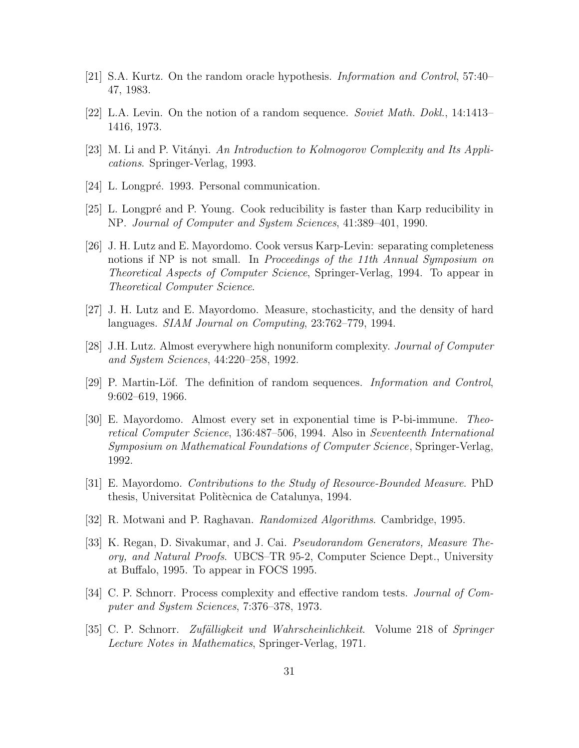[21] S.A. Kurtz. On the random oracle hypothesis. *Information and Control*, 57:40–47, 1983.

[22] L.A. Levin. On the notion of a random sequence. *Soviet Math. Dokl.*, 14:1413–1416, 1973.

[23] M. Li and P. Vitányi. *An Introduction to Kolmogorov Complexity and Its Applications*. Springer-Verlag, 1993.

[24] L. Longpré. 1993. Personal communication.

[25] L. Longpré and P. Young. Cook reducibility is faster than Karp reducibility in NP. *Journal of Computer and System Sciences*, 41:389–401, 1990.

[26] J. H. Lutz and E. Mayordomo. Cook versus Karp-Levin: separating completeness notions if NP is not small. In *Proceedings of the 11th Annual Symposium on Theoretical Aspects of Computer Science*, Springer-Verlag, 1994. To appear in *Theoretical Computer Science*.

[27] J. H. Lutz and E. Mayordomo. Measure, stochasticity, and the density of hard languages. *SIAM Journal on Computing*, 23:762–779, 1994.

[28] J.H. Lutz. Almost everywhere high nonuniform complexity. *Journal of Computer and System Sciences*, 44:220–258, 1992.

[29] P. Martin-Löf. The definition of random sequences. *Information and Control*, 9:602–619, 1966.

[30] E. Mayordomo. Almost every set in exponential time is P-bi-immune. *Theoretical Computer Science*, 136:487–506, 1994. Also in *Seventeenth International Symposium on Mathematical Foundations of Computer Science*, Springer-Verlag, 1992.

[31] E. Mayordomo. *Contributions to the Study of Resource-Bounded Measure*. PhD thesis, Universitat Politècnica de Catalunya, 1994.

[32] R. Motwani and P. Raghavan. *Randomized Algorithms*. Cambridge, 1995.

[33] K. Regan, D. Sivakumar, and J. Cai. *Pseudorandom Generators, Measure Theory, and Natural Proofs*. UBCS–TR 95-2, Computer Science Dept., University at Buffalo, 1995. To appear in FOCS 1995.

[34] C. P. Schnorr. Process complexity and effective random tests. *Journal of Computer and System Sciences*, 7:376–378, 1973.

[35] C. P. Schnorr. *Zufälligkeit und Wahrscheinlichkeit*. Volume 218 of *Springer Lecture Notes in Mathematics*, Springer-Verlag, 1971.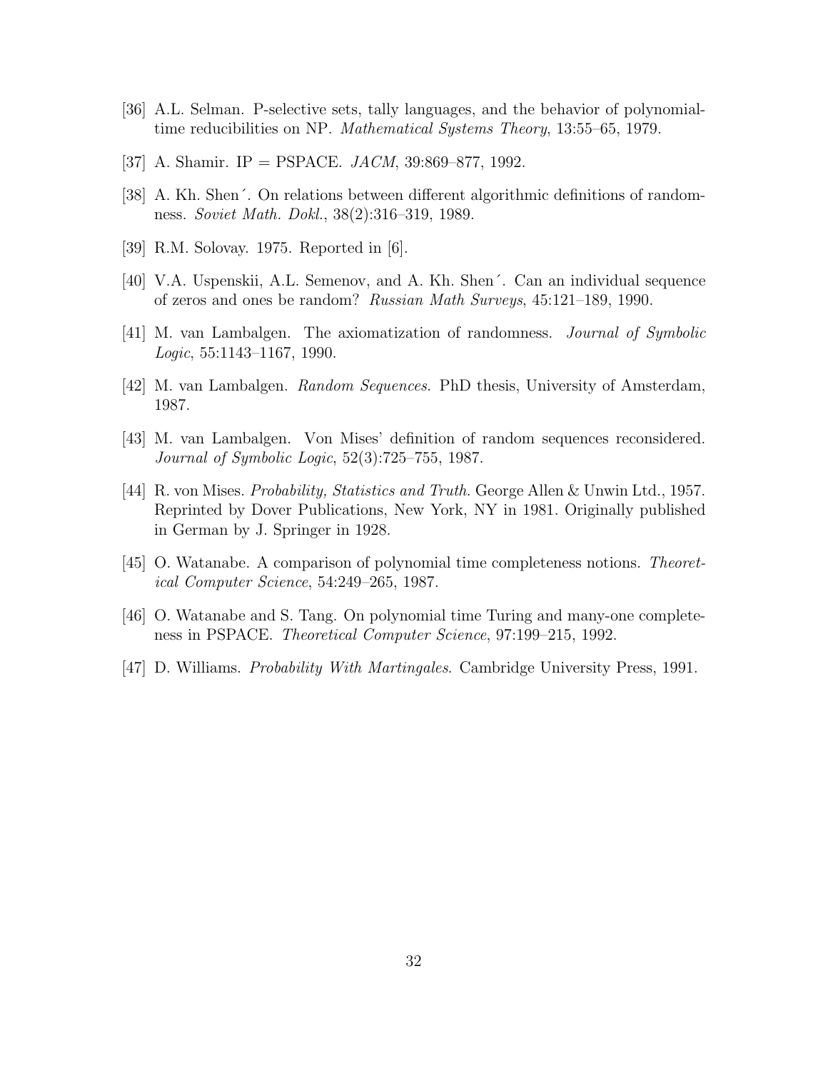[36] A.L. Selman. P-selective sets, tally languages, and the behavior of polynomial-time reducibilities on NP. *Mathematical Systems Theory*, 13:55–65, 1979.

[37] A. Shamir. IP = PSPACE. *JACM*, 39:869–877, 1992.

[38] A. Kh. Shen´. On relations between different algorithmic definitions of randomness. *Soviet Math. Dokl.*, 38(2):316–319, 1989.

[39] R.M. Solovay. 1975. Reported in [6].

[40] V.A. Uspenskii, A.L. Semenov, and A. Kh. Shen´. Can an individual sequence of zeros and ones be random? *Russian Math Surveys*, 45:121–189, 1990.

[41] M. van Lambalgen. The axiomatization of randomness. *Journal of Symbolic Logic*, 55:1143–1167, 1990.

[42] M. van Lambalgen. *Random Sequences*. PhD thesis, University of Amsterdam, 1987.

[43] M. van Lambalgen. Von Mises' definition of random sequences reconsidered. *Journal of Symbolic Logic*, 52(3):725–755, 1987.

[44] R. von Mises. *Probability, Statistics and Truth*. George Allen & Unwin Ltd., 1957. Reprinted by Dover Publications, New York, NY in 1981. Originally published in German by J. Springer in 1928.

[45] O. Watanabe. A comparison of polynomial time completeness notions. *Theoretical Computer Science*, 54:249–265, 1987.

[46] O. Watanabe and S. Tang. On polynomial time Turing and many-one completeness in PSPACE. *Theoretical Computer Science*, 97:199–215, 1992.

[47] D. Williams. *Probability With Martingales*. Cambridge University Press, 1991.